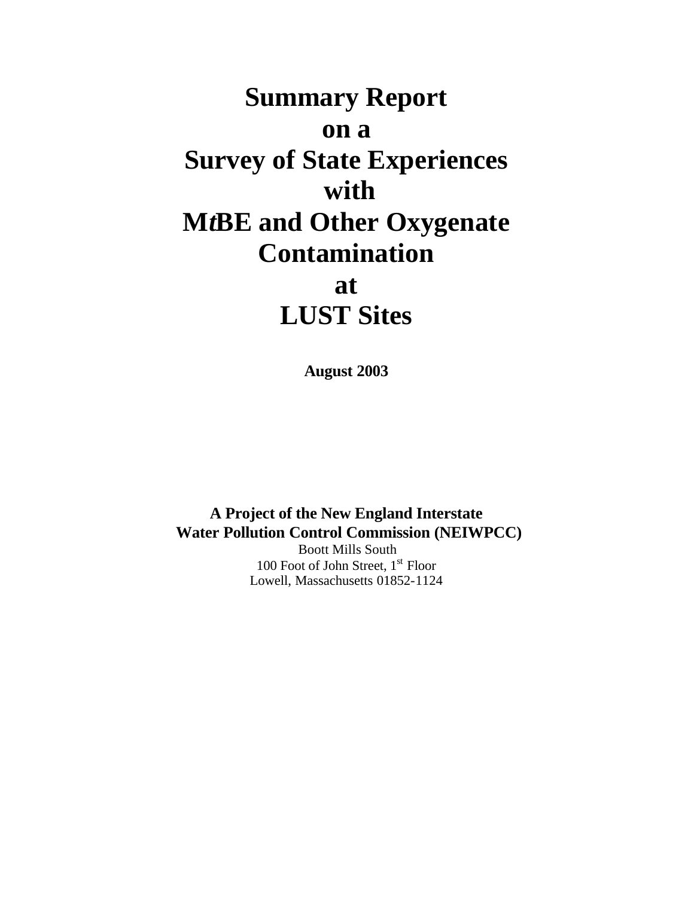# Summary Report on a Survey of State Experiences with M*t*BE and Other Oxygenate Contamination at LUST Sites

**August 2003**

**A Project of the New England Interstate Water Pollution Control Commission (NEIWPCC)**

Boott Mills South
100 Foot of John Street, 1st Floor
Lowell, Massachusetts 01852-1124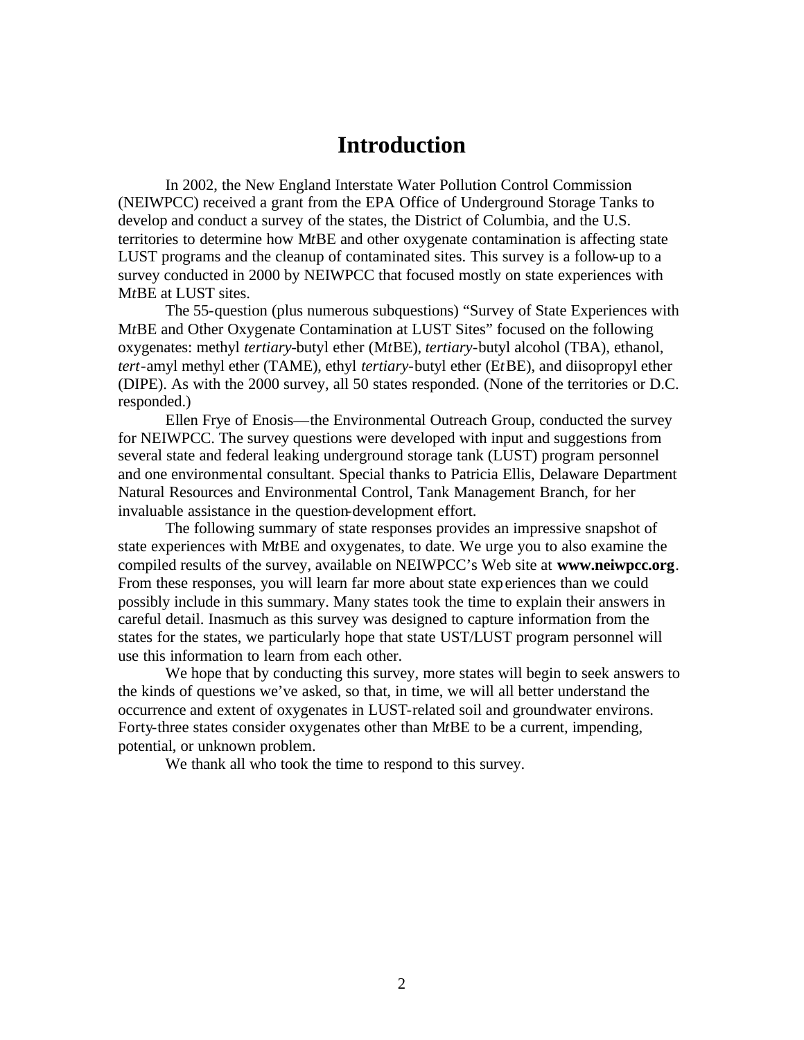# Introduction

In 2002, the New England Interstate Water Pollution Control Commission (NEIWPCC) received a grant from the EPA Office of Underground Storage Tanks to develop and conduct a survey of the states, the District of Columbia, and the U.S. territories to determine how M*t*BE and other oxygenate contamination is affecting state LUST programs and the cleanup of contaminated sites. This survey is a follow-up to a survey conducted in 2000 by NEIWPCC that focused mostly on state experiences with M*t*BE at LUST sites.

The 55-question (plus numerous subquestions) "Survey of State Experiences with M*t*BE and Other Oxygenate Contamination at LUST Sites" focused on the following oxygenates: methyl *tertiary*-butyl ether (M*t*BE), *tertiary*-butyl alcohol (TBA), ethanol, *tert*-amyl methyl ether (TAME), ethyl *tertiary*-butyl ether (E*t*BE), and diisopropyl ether (DIPE). As with the 2000 survey, all 50 states responded. (None of the territories or D.C. responded.)

Ellen Frye of Enosis—the Environmental Outreach Group, conducted the survey for NEIWPCC. The survey questions were developed with input and suggestions from several state and federal leaking underground storage tank (LUST) program personnel and one environmental consultant. Special thanks to Patricia Ellis, Delaware Department Natural Resources and Environmental Control, Tank Management Branch, for her invaluable assistance in the question-development effort.

The following summary of state responses provides an impressive snapshot of state experiences with M*t*BE and oxygenates, to date. We urge you to also examine the compiled results of the survey, available on NEIWPCC's Web site at **www.neiwpcc.org**. From these responses, you will learn far more about state experiences than we could possibly include in this summary. Many states took the time to explain their answers in careful detail. Inasmuch as this survey was designed to capture information from the states for the states, we particularly hope that state UST/LUST program personnel will use this information to learn from each other.

We hope that by conducting this survey, more states will begin to seek answers to the kinds of questions we've asked, so that, in time, we will all better understand the occurrence and extent of oxygenates in LUST-related soil and groundwater environs. Forty-three states consider oxygenates other than M*t*BE to be a current, impending, potential, or unknown problem.

We thank all who took the time to respond to this survey.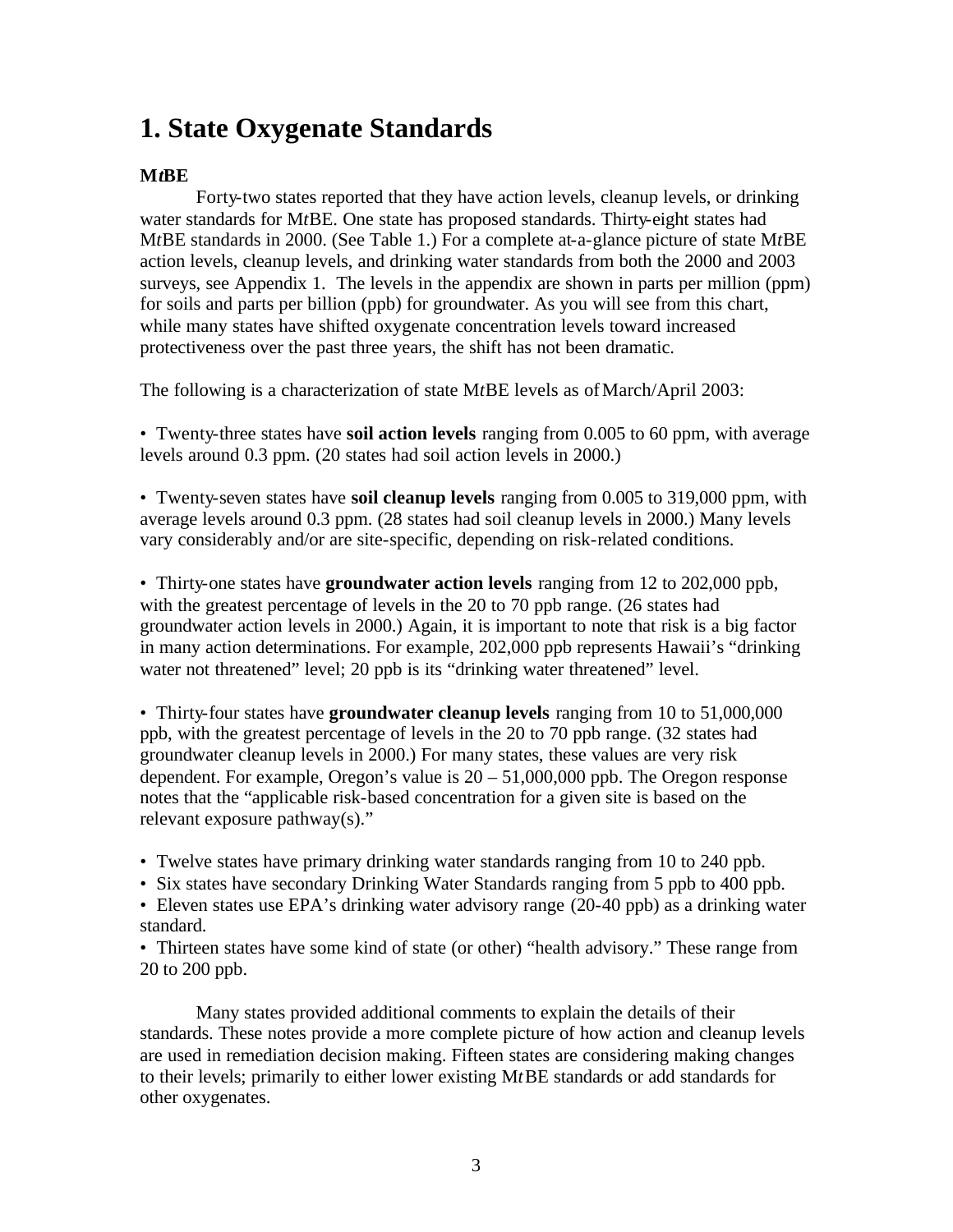# 1. State Oxygenate Standards

**M*t*BE**

Forty-two states reported that they have action levels, cleanup levels, or drinking water standards for M*t*BE. One state has proposed standards. Thirty-eight states had M*t*BE standards in 2000. (See Table 1.) For a complete at-a-glance picture of state M*t*BE action levels, cleanup levels, and drinking water standards from both the 2000 and 2003 surveys, see Appendix 1. The levels in the appendix are shown in parts per million (ppm) for soils and parts per billion (ppb) for groundwater. As you will see from this chart, while many states have shifted oxygenate concentration levels toward increased protectiveness over the past three years, the shift has not been dramatic.

The following is a characterization of state M*t*BE levels as of March/April 2003:

- Twenty-three states have **soil action levels** ranging from 0.005 to 60 ppm, with average levels around 0.3 ppm. (20 states had soil action levels in 2000.)

- Twenty-seven states have **soil cleanup levels** ranging from 0.005 to 319,000 ppm, with average levels around 0.3 ppm. (28 states had soil cleanup levels in 2000.) Many levels vary considerably and/or are site-specific, depending on risk-related conditions.

- Thirty-one states have **groundwater action levels** ranging from 12 to 202,000 ppb, with the greatest percentage of levels in the 20 to 70 ppb range. (26 states had groundwater action levels in 2000.) Again, it is important to note that risk is a big factor in many action determinations. For example, 202,000 ppb represents Hawaii's "drinking water not threatened" level; 20 ppb is its "drinking water threatened" level.

- Thirty-four states have **groundwater cleanup levels** ranging from 10 to 51,000,000 ppb, with the greatest percentage of levels in the 20 to 70 ppb range. (32 states had groundwater cleanup levels in 2000.) For many states, these values are very risk dependent. For example, Oregon's value is 20 – 51,000,000 ppb. The Oregon response notes that the "applicable risk-based concentration for a given site is based on the relevant exposure pathway(s)."

- Twelve states have primary drinking water standards ranging from 10 to 240 ppb.
- Six states have secondary Drinking Water Standards ranging from 5 ppb to 400 ppb.
- Eleven states use EPA's drinking water advisory range (20-40 ppb) as a drinking water standard.
- Thirteen states have some kind of state (or other) "health advisory." These range from 20 to 200 ppb.

Many states provided additional comments to explain the details of their standards. These notes provide a more complete picture of how action and cleanup levels are used in remediation decision making. Fifteen states are considering making changes to their levels; primarily to either lower existing M*t*BE standards or add standards for other oxygenates.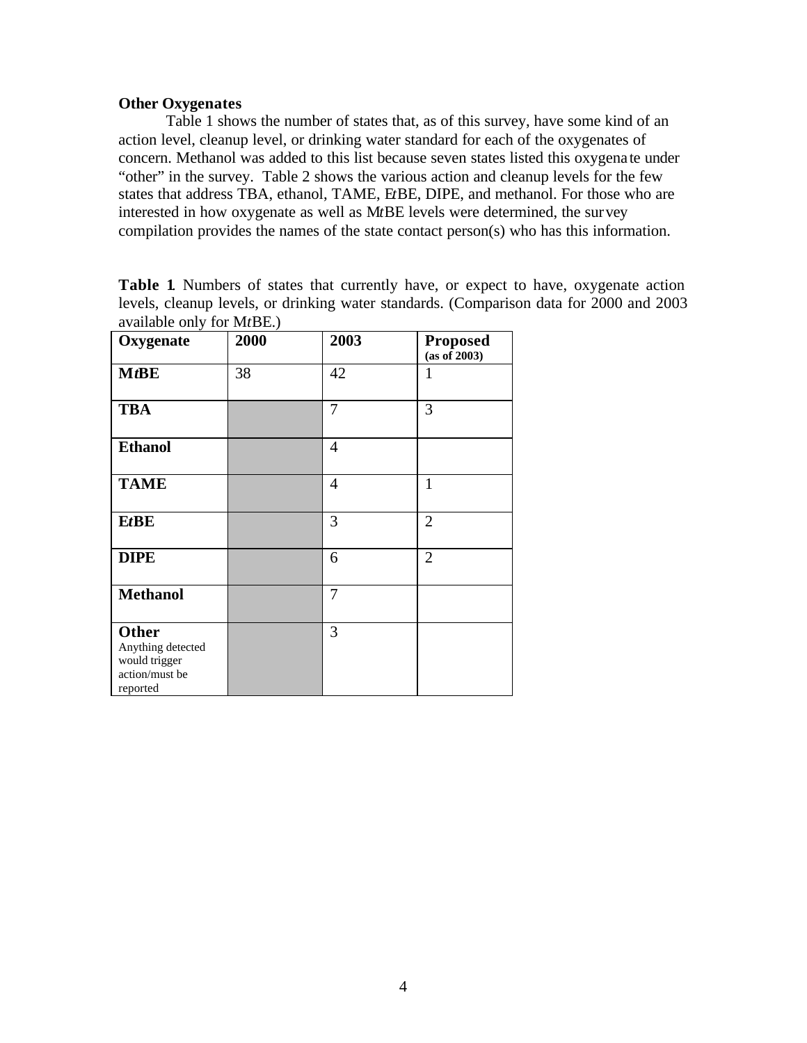**Other Oxygenates**

Table 1 shows the number of states that, as of this survey, have some kind of an action level, cleanup level, or drinking water standard for each of the oxygenates of concern. Methanol was added to this list because seven states listed this oxygenate under "other" in the survey. Table 2 shows the various action and cleanup levels for the few states that address TBA, ethanol, TAME, E*t*BE, DIPE, and methanol. For those who are interested in how oxygenate as well as M*t*BE levels were determined, the survey compilation provides the names of the state contact person(s) who has this information.

**Table 1**. Numbers of states that currently have, or expect to have, oxygenate action levels, cleanup levels, or drinking water standards. (Comparison data for 2000 and 2003 available only for M*t*BE.)

| Oxygenate | 2000 | 2003 | Proposed (as of 2003) |
|---|---|---|---|
| **M*t*BE** | 38 | 42 | 1 |
| **TBA** | | 7 | 3 |
| **Ethanol** | | 4 | |
| **TAME** | | 4 | 1 |
| **E*t*BE** | | 3 | 2 |
| **DIPE** | | 6 | 2 |
| **Methanol** | | 7 | |
| **Other** Anything detected would trigger action/must be reported | | 3 | |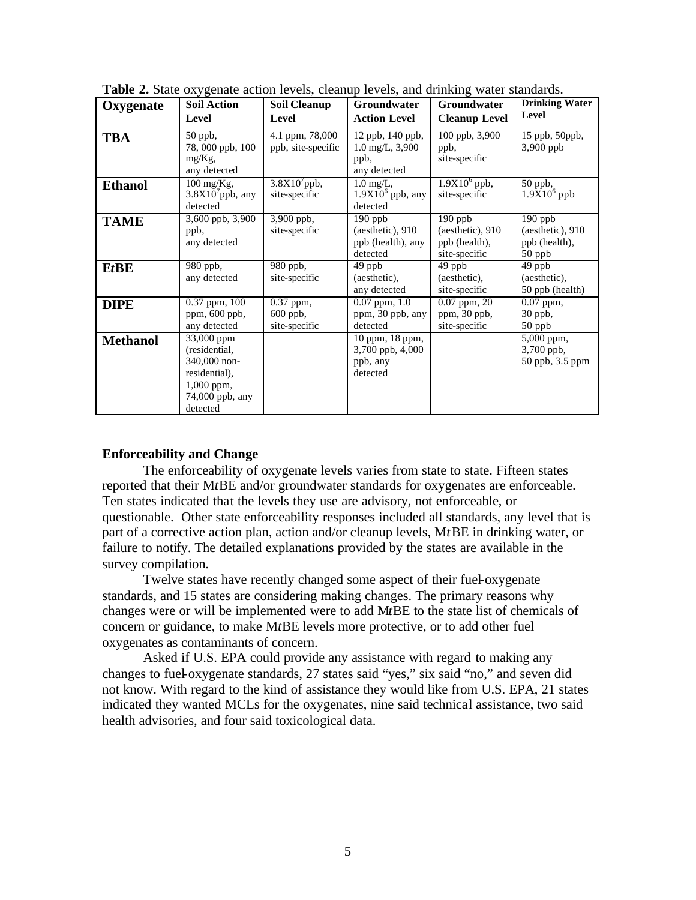**Table 2.** State oxygenate action levels, cleanup levels, and drinking water standards.

| Oxygenate | Soil Action Level | Soil Cleanup Level | Groundwater Action Level | Groundwater Cleanup Level | Drinking Water Level |
|---|---|---|---|---|---|
| **TBA** | 50 ppb, 78, 000 ppb, 100 mg/Kg, any detected | 4.1 ppm, 78,000 ppb, site-specific | 12 ppb, 140 ppb, 1.0 mg/L, 3,900 ppb, any detected | 100 ppb, 3,900 ppb, site-specific | 15 ppb, 50ppb, 3,900 ppb |
| **Ethanol** | 100 mg/Kg, $3.8X10^7$ ppb, any detected | $3.8X10^7$ ppb, site-specific | 1.0 mg/L, $1.9X10^6$ ppb, any detected | $1.9X10^6$ ppb, site-specific | 50 ppb, $1.9X10^6$ ppb |
| **TAME** | 3,600 ppb, 3,900 ppb, any detected | 3,900 ppb, site-specific | 190 ppb (aesthetic), 910 ppb (health), any detected | 190 ppb (aesthetic), 910 ppb (health), site-specific | 190 ppb (aesthetic), 910 ppb (health), 50 ppb |
| **E*t*BE** | 980 ppb, any detected | 980 ppb, site-specific | 49 ppb (aesthetic), any detected | 49 ppb (aesthetic), site-specific | 49 ppb (aesthetic), 50 ppb (health) |
| **DIPE** | 0.37 ppm, 100 ppm, 600 ppb, any detected | 0.37 ppm, 600 ppb, site-specific | 0.07 ppm, 1.0 ppm, 30 ppb, any detected | 0.07 ppm, 20 ppm, 30 ppb, site-specific | 0.07 ppm, 30 ppb, 50 ppb |
| **Methanol** | 33,000 ppm (residential, 340,000 non-residential), 1,000 ppm, 74,000 ppb, any detected | | 10 ppm, 18 ppm, 3,700 ppb, 4,000 ppb, any detected | | 5,000 ppm, 3,700 ppb, 50 ppb, 3.5 ppm |

**Enforceability and Change**

The enforceability of oxygenate levels varies from state to state. Fifteen states reported that their M*t*BE and/or groundwater standards for oxygenates are enforceable. Ten states indicated that the levels they use are advisory, not enforceable, or questionable. Other state enforceability responses included all standards, any level that is part of a corrective action plan, action and/or cleanup levels, M*t*BE in drinking water, or failure to notify. The detailed explanations provided by the states are available in the survey compilation.

Twelve states have recently changed some aspect of their fuel-oxygenate standards, and 15 states are considering making changes. The primary reasons why changes were or will be implemented were to add M*t*BE to the state list of chemicals of concern or guidance, to make M*t*BE levels more protective, or to add other fuel oxygenates as contaminants of concern.

Asked if U.S. EPA could provide any assistance with regard to making any changes to fuel-oxygenate standards, 27 states said "yes," six said "no," and seven did not know. With regard to the kind of assistance they would like from U.S. EPA, 21 states indicated they wanted MCLs for the oxygenates, nine said technical assistance, two said health advisories, and four said toxicological data.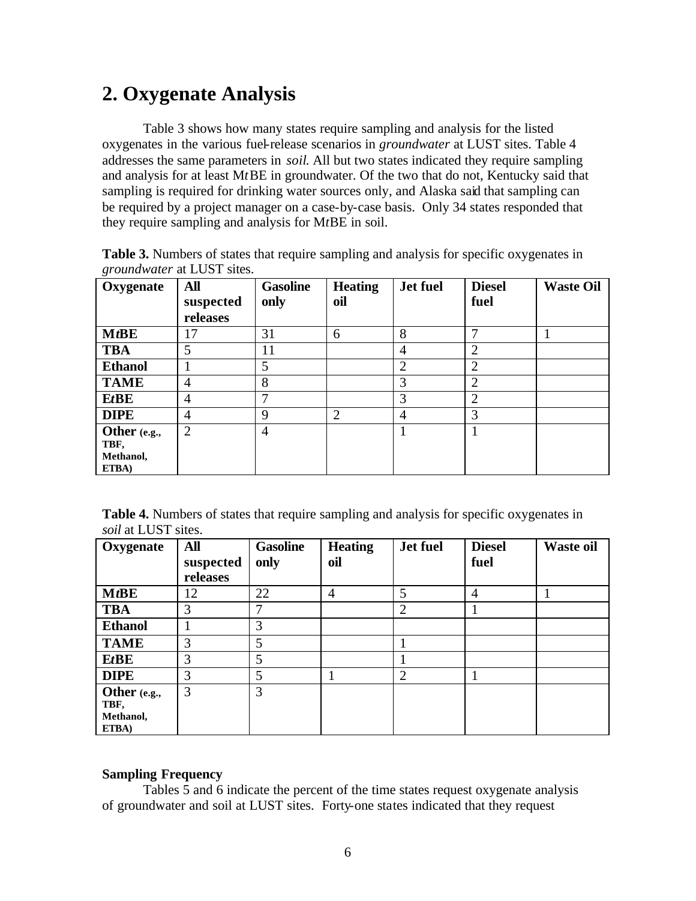## 2. Oxygenate Analysis

Table 3 shows how many states require sampling and analysis for the listed oxygenates in the various fuel-release scenarios in *groundwater* at LUST sites. Table 4 addresses the same parameters in *soil*. All but two states indicated they require sampling and analysis for at least M*t*BE in groundwater. Of the two that do not, Kentucky said that sampling is required for drinking water sources only, and Alaska said that sampling can be required by a project manager on a case-by-case basis. Only 34 states responded that they require sampling and analysis for M*t*BE in soil.

**Table 3.** Numbers of states that require sampling and analysis for specific oxygenates in *groundwater* at LUST sites.

| Oxygenate | All suspected releases | Gasoline only | Heating oil | Jet fuel | Diesel fuel | Waste Oil |
|---|---|---|---|---|---|---|
| **M*t*BE** | 17 | 31 | 6 | 8 | 7 | 1 |
| **TBA** | 5 | 11 | | 4 | 2 | |
| **Ethanol** | 1 | 5 | | 2 | 2 | |
| **TAME** | 4 | 8 | | 3 | 2 | |
| **E*t*BE** | 4 | 7 | | 3 | 2 | |
| **DIPE** | 4 | 9 | 2 | 4 | 3 | |
| **Other (e.g., TBF, Methanol, ETBA)** | 2 | 4 | | 1 | 1 | |

**Table 4.** Numbers of states that require sampling and analysis for specific oxygenates in *soil* at LUST sites.

| Oxygenate | All suspected releases | Gasoline only | Heating oil | Jet fuel | Diesel fuel | Waste oil |
|---|---|---|---|---|---|---|
| **M*t*BE** | 12 | 22 | 4 | 5 | 4 | 1 |
| **TBA** | 3 | 7 | | 2 | 1 | |
| **Ethanol** | 1 | 3 | | | | |
| **TAME** | 3 | 5 | | 1 | | |
| **E*t*BE** | 3 | 5 | | 1 | | |
| **DIPE** | 3 | 5 | 1 | 2 | 1 | |
| **Other (e.g., TBF, Methanol, ETBA)** | 3 | 3 | | | | |

**Sampling Frequency**

Tables 5 and 6 indicate the percent of the time states request oxygenate analysis of groundwater and soil at LUST sites. Forty-one states indicated that they request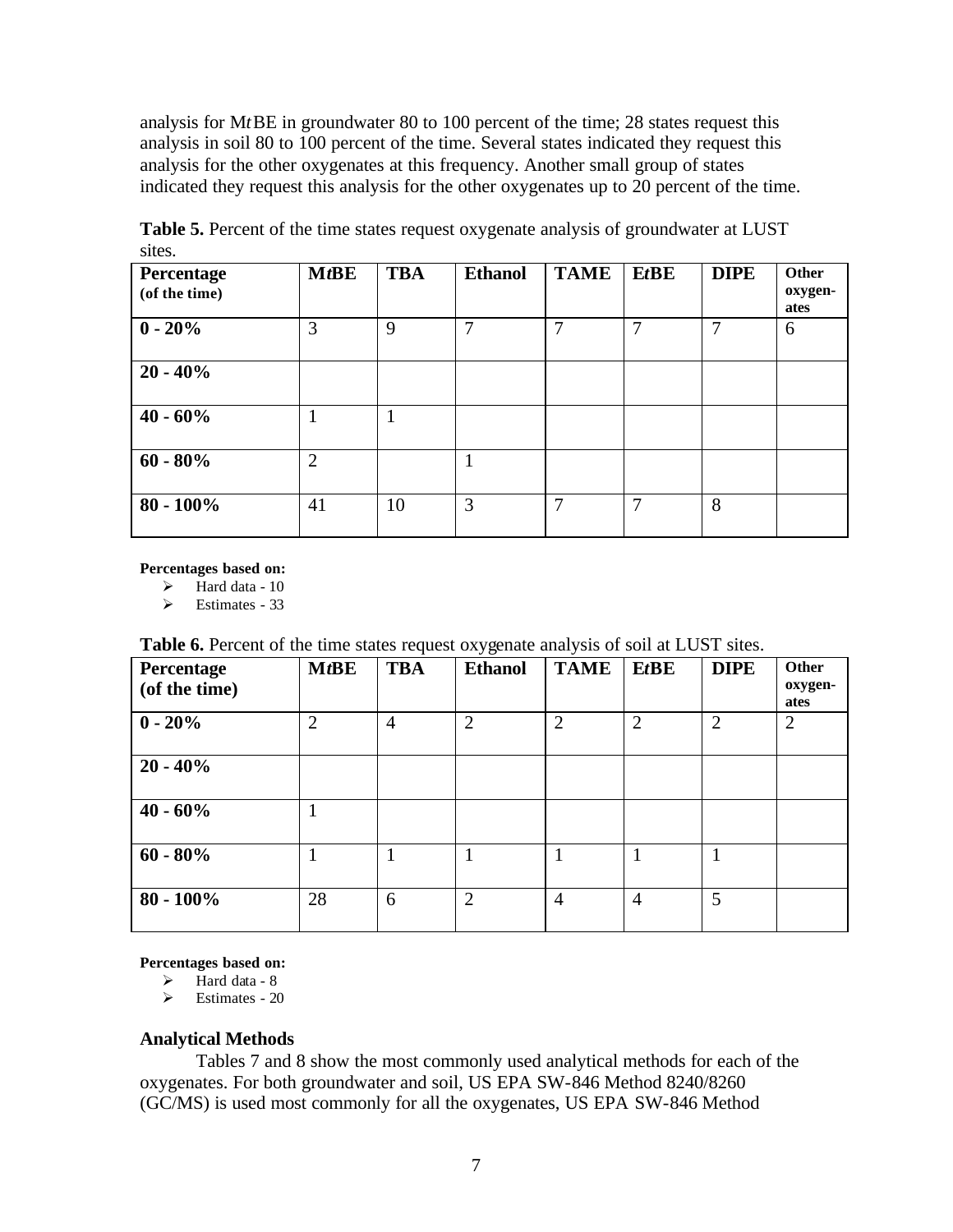analysis for M*t*BE in groundwater 80 to 100 percent of the time; 28 states request this analysis in soil 80 to 100 percent of the time. Several states indicated they request this analysis for the other oxygenates at this frequency. Another small group of states indicated they request this analysis for the other oxygenates up to 20 percent of the time.

**Table 5.** Percent of the time states request oxygenate analysis of groundwater at LUST sites.

| Percentage (of the time) | M*t*BE | TBA | Ethanol | TAME | E*t*BE | DIPE | Other oxygen-ates |
|---|---|---|---|---|---|---|---|
| **0 - 20%** | 3 | 9 | 7 | 7 | 7 | 7 | 6 |
| **20 - 40%** | | | | | | | |
| **40 - 60%** | 1 | 1 | | | | | |
| **60 - 80%** | 2 | | 1 | | | | |
| **80 - 100%** | 41 | 10 | 3 | 7 | 7 | 8 | |

**Percentages based on:**

- Hard data - 10
- Estimates - 33

**Table 6.** Percent of the time states request oxygenate analysis of soil at LUST sites.

| Percentage (of the time) | M*t*BE | TBA | Ethanol | TAME | E*t*BE | DIPE | Other oxygen-ates |
|---|---|---|---|---|---|---|---|
| **0 - 20%** | 2 | 4 | 2 | 2 | 2 | 2 | 2 |
| **20 - 40%** | | | | | | | |
| **40 - 60%** | 1 | | | | | | |
| **60 - 80%** | 1 | 1 | 1 | 1 | 1 | 1 | |
| **80 - 100%** | 28 | 6 | 2 | 4 | 4 | 5 | |

**Percentages based on:**

- Hard data - 8
- Estimates - 20

### Analytical Methods

Tables 7 and 8 show the most commonly used analytical methods for each of the oxygenates. For both groundwater and soil, US EPA SW-846 Method 8240/8260 (GC/MS) is used most commonly for all the oxygenates, US EPA SW-846 Method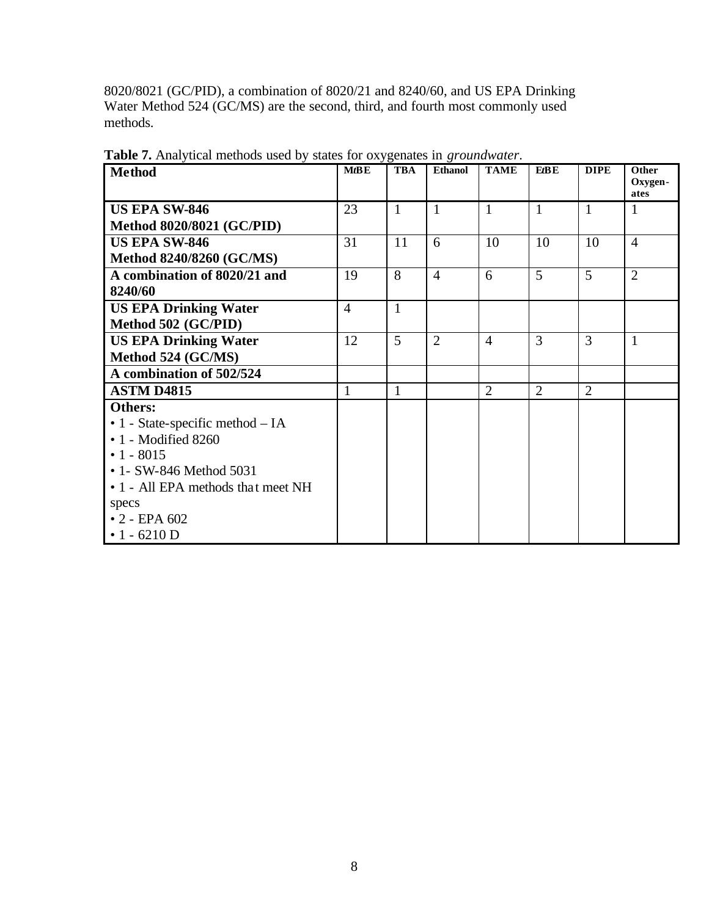8020/8021 (GC/PID), a combination of 8020/21 and 8240/60, and US EPA Drinking Water Method 524 (GC/MS) are the second, third, and fourth most commonly used methods.

**Table 7.** Analytical methods used by states for oxygenates in *groundwater*.

| Method | M*t*BE | TBA | Ethanol | TAME | E*t*BE | DIPE | Other Oxygen-ates |
|---|---|---|---|---|---|---|---|
| **US EPA SW-846 Method 8020/8021 (GC/PID)** | 23 | 1 | 1 | 1 | 1 | 1 | 1 |
| **US EPA SW-846 Method 8240/8260 (GC/MS)** | 31 | 11 | 6 | 10 | 10 | 10 | 4 |
| **A combination of 8020/21 and 8240/60** | 19 | 8 | 4 | 6 | 5 | 5 | 2 |
| **US EPA Drinking Water Method 502 (GC/PID)** | 4 | 1 | | | | | |
| **US EPA Drinking Water Method 524 (GC/MS)** | 12 | 5 | 2 | 4 | 3 | 3 | 1 |
| **A combination of 502/524** | | | | | | | |
| **ASTM D4815** | 1 | 1 | | 2 | 2 | 2 | |
| **Others:**<br>• 1 - State-specific method – IA<br>• 1 - Modified 8260<br>• 1 - 8015<br>• 1- SW-846 Method 5031<br>• 1 - All EPA methods that meet NH specs<br>• 2 - EPA 602<br>• 1 - 6210 D | | | | | | | |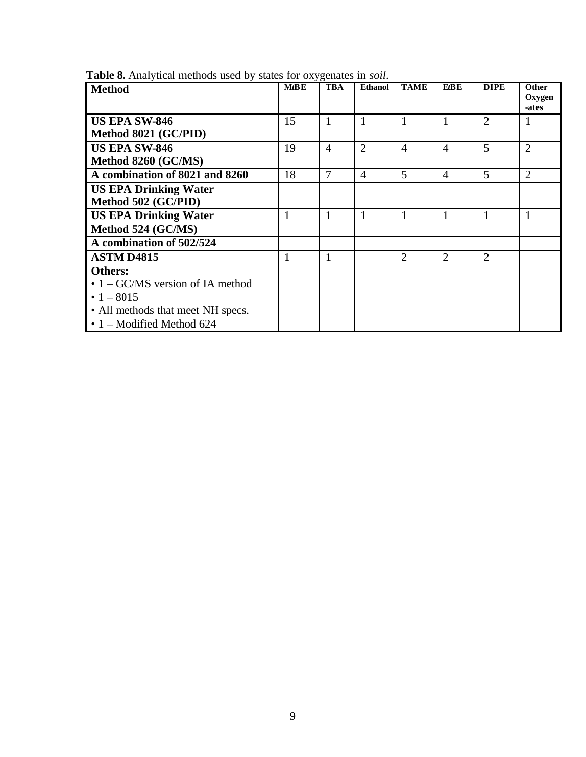**Table 8.** Analytical methods used by states for oxygenates in *soil*.

| Method | M*t*BE | TBA | Ethanol | TAME | E*t*BE | DIPE | Other Oxygen-ates |
|---|---|---|---|---|---|---|---|
| **US EPA SW-846 Method 8021 (GC/PID)** | 15 | 1 | 1 | 1 | 1 | 2 | 1 |
| **US EPA SW-846 Method 8260 (GC/MS)** | 19 | 4 | 2 | 4 | 4 | 5 | 2 |
| **A combination of 8021 and 8260** | 18 | 7 | 4 | 5 | 4 | 5 | 2 |
| **US EPA Drinking Water Method 502 (GC/PID)** | | | | | | | |
| **US EPA Drinking Water Method 524 (GC/MS)** | 1 | 1 | 1 | 1 | 1 | 1 | 1 |
| **A combination of 502/524** | | | | | | | |
| **ASTM D4815** | 1 | 1 | | 2 | 2 | 2 | |
| **Others:**<br>• 1 – GC/MS version of IA method<br>• 1 – 8015<br>• All methods that meet NH specs.<br>• 1 – Modified Method 624 | | | | | | | |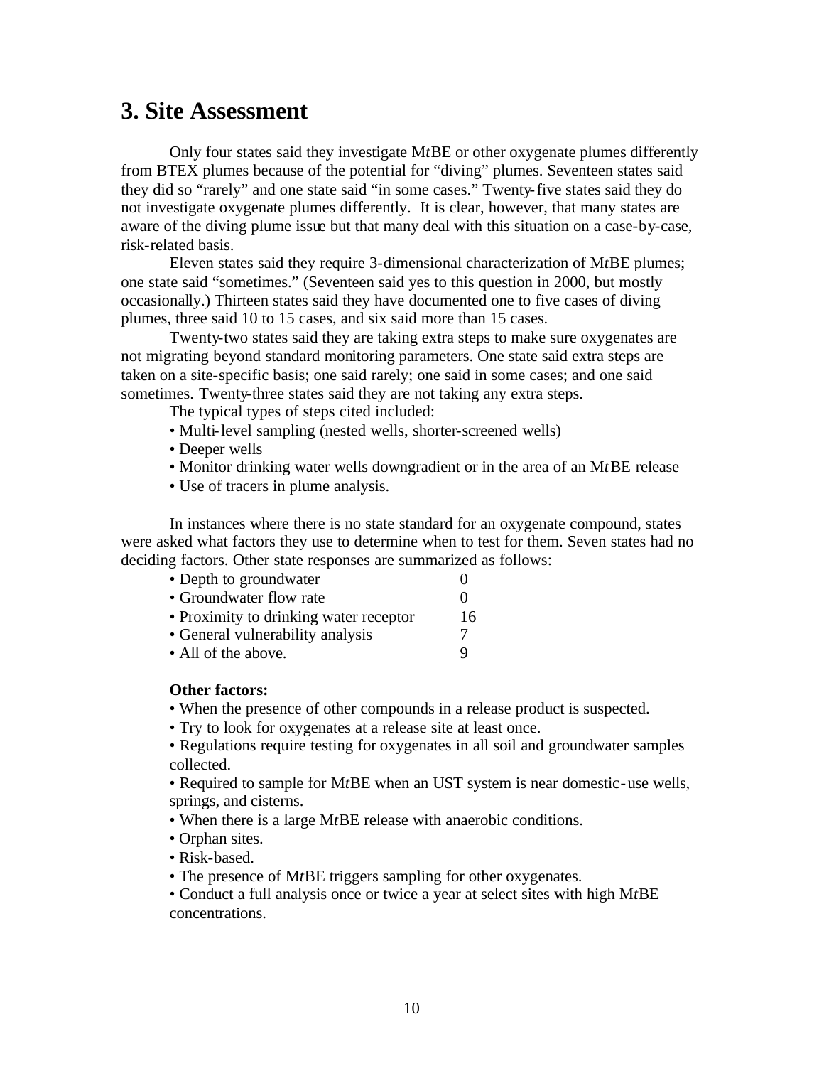## 3. Site Assessment

Only four states said they investigate M*t*BE or other oxygenate plumes differently from BTEX plumes because of the potential for "diving" plumes. Seventeen states said they did so "rarely" and one state said "in some cases." Twenty-five states said they do not investigate oxygenate plumes differently. It is clear, however, that many states are aware of the diving plume issue but that many deal with this situation on a case-by-case, risk-related basis.

Eleven states said they require 3-dimensional characterization of M*t*BE plumes; one state said "sometimes." (Seventeen said yes to this question in 2000, but mostly occasionally.) Thirteen states said they have documented one to five cases of diving plumes, three said 10 to 15 cases, and six said more than 15 cases.

Twenty-two states said they are taking extra steps to make sure oxygenates are not migrating beyond standard monitoring parameters. One state said extra steps are taken on a site-specific basis; one said rarely; one said in some cases; and one said sometimes. Twenty-three states said they are not taking any extra steps.

The typical types of steps cited included:

- Multi-level sampling (nested wells, shorter-screened wells)
- Deeper wells
- Monitor drinking water wells downgradient or in the area of an M*t*BE release
- Use of tracers in plume analysis.

In instances where there is no state standard for an oxygenate compound, states were asked what factors they use to determine when to test for them. Seven states had no deciding factors. Other state responses are summarized as follows:

| | |
|---|---|
| • Depth to groundwater | 0 |
| • Groundwater flow rate | 0 |
| • Proximity to drinking water receptor | 16 |
| • General vulnerability analysis | 7 |
| • All of the above. | 9 |

**Other factors:**

- When the presence of other compounds in a release product is suspected.
- Try to look for oxygenates at a release site at least once.
- Regulations require testing for oxygenates in all soil and groundwater samples collected.
- Required to sample for M*t*BE when an UST system is near domestic-use wells, springs, and cisterns.
- When there is a large M*t*BE release with anaerobic conditions.
- Orphan sites.
- Risk-based.
- The presence of M*t*BE triggers sampling for other oxygenates.
- Conduct a full analysis once or twice a year at select sites with high M*t*BE concentrations.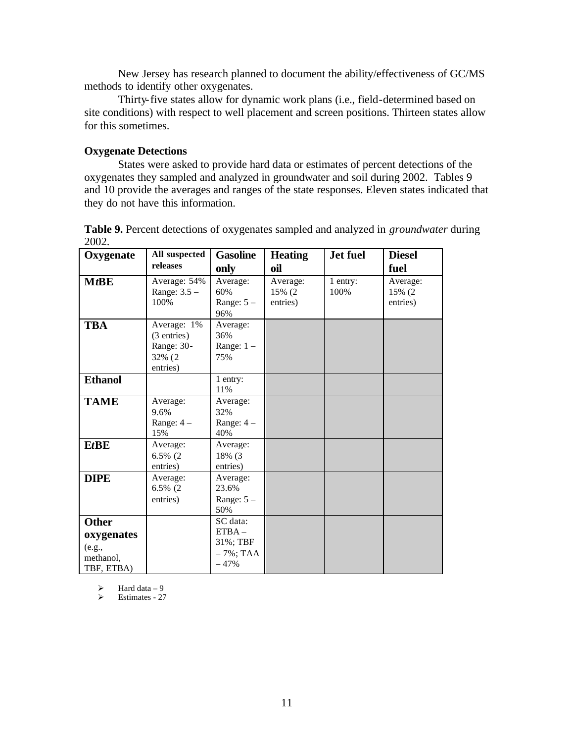New Jersey has research planned to document the ability/effectiveness of GC/MS methods to identify other oxygenates.

Thirty-five states allow for dynamic work plans (i.e., field-determined based on site conditions) with respect to well placement and screen positions. Thirteen states allow for this sometimes.

### Oxygenate Detections

States were asked to provide hard data or estimates of percent detections of the oxygenates they sampled and analyzed in groundwater and soil during 2002. Tables 9 and 10 provide the averages and ranges of the state responses. Eleven states indicated that they do not have this information.

**Table 9.** Percent detections of oxygenates sampled and analyzed in *groundwater* during 2002.

| Oxygenate | All suspected releases | Gasoline only | Heating oil | Jet fuel | Diesel fuel |
|---|---|---|---|---|---|
| **M*t*BE** | Average: 54% Range: 3.5 – 100% | Average: 60% Range: 5 – 96% | Average: 15% (2 entries) | 1 entry: 100% | Average: 15% (2 entries) |
| **TBA** | Average: 1% (3 entries) Range: 30-32% (2 entries) | Average: 36% Range: 1 – 75% | | | |
| **Ethanol** | | 1 entry: 11% | | | |
| **TAME** | Average: 9.6% Range: 4 – 15% | Average: 32% Range: 4 – 40% | | | |
| **E*t*BE** | Average: 6.5% (2 entries) | Average: 18% (3 entries) | | | |
| **DIPE** | Average: 6.5% (2 entries) | Average: 23.6% Range: 5 – 50% | | | |
| **Other oxygenates** (e.g., methanol, TBF, ETBA) | | SC data: ETBA – 31%; TBF – 7%; TAA – 47% | | | |

- Hard data – 9
- Estimates - 27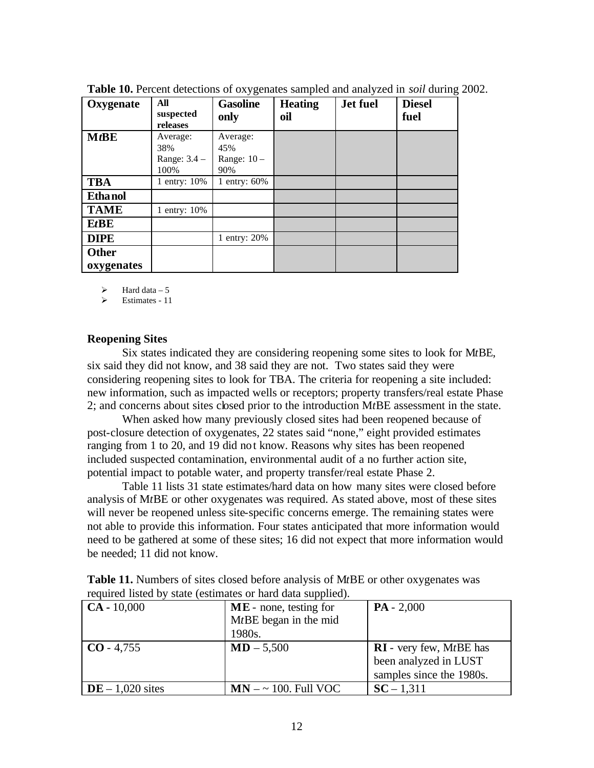**Table 10.** Percent detections of oxygenates sampled and analyzed in *soil* during 2002.

| Oxygenate | All suspected releases | Gasoline only | Heating oil | Jet fuel | Diesel fuel |
|---|---|---|---|---|---|
| **M*t*BE** | Average: 38% Range: 3.4 – 100% | Average: 45% Range: 10 – 90% | | | |
| **TBA** | 1 entry: 10% | 1 entry: 60% | | | |
| **Ethanol** | | | | | |
| **TAME** | 1 entry: 10% | | | | |
| **E*t*BE** | | | | | |
| **DIPE** | | 1 entry: 20% | | | |
| **Other oxygenates** | | | | | |

- Hard data – 5
- Estimates - 11

**Reopening Sites**

Six states indicated they are considering reopening some sites to look for M*t*BE, six said they did not know, and 38 said they are not. Two states said they were considering reopening sites to look for TBA. The criteria for reopening a site included: new information, such as impacted wells or receptors; property transfers/real estate Phase 2; and concerns about sites closed prior to the introduction M*t*BE assessment in the state.

When asked how many previously closed sites had been reopened because of post-closure detection of oxygenates, 22 states said "none," eight provided estimates ranging from 1 to 20, and 19 did not know. Reasons why sites has been reopened included suspected contamination, environmental audit of a no further action site, potential impact to potable water, and property transfer/real estate Phase 2.

Table 11 lists 31 state estimates/hard data on how many sites were closed before analysis of M*t*BE or other oxygenates was required. As stated above, most of these sites will never be reopened unless site-specific concerns emerge. The remaining states were not able to provide this information. Four states anticipated that more information would need to be gathered at some of these sites; 16 did not expect that more information would be needed; 11 did not know.

**Table 11.** Numbers of sites closed before analysis of M*t*BE or other oxygenates was required listed by state (estimates or hard data supplied).

| | | |
|---|---|---|
| **CA** - 10,000 | **ME** - none, testing for M*t*BE began in the mid 1980s. | **PA** - 2,000 |
| **CO** - 4,755 | **MD** – 5,500 | **RI** - very few, M*t*BE has been analyzed in LUST samples since the 1980s. |
| **DE** – 1,020 sites | **MN** – ~ 100. Full VOC | **SC** – 1,311 |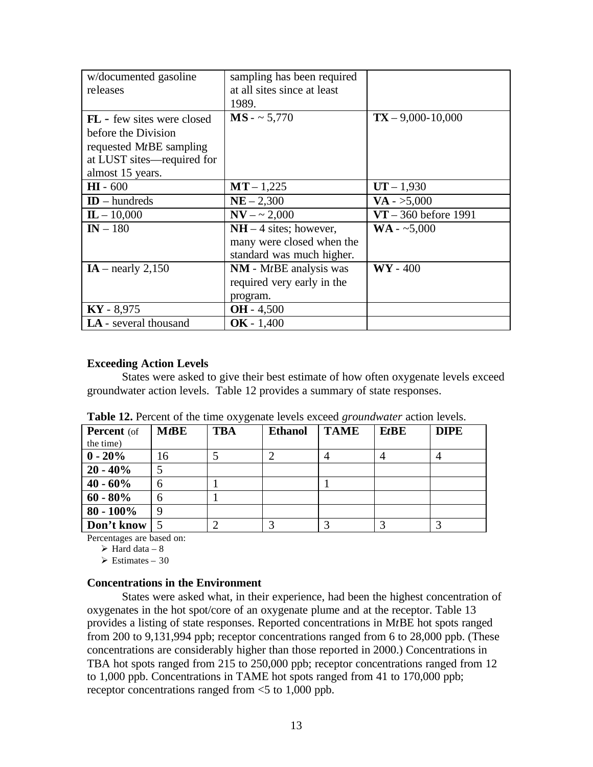| | | |
|---|---|---|
| w/documented gasoline releases | sampling has been required at all sites since at least 1989. | |
| **FL** - few sites were closed before the Division requested M*t*BE sampling at LUST sites—required for almost 15 years. | **MS** - ~ 5,770 | **TX** – 9,000-10,000 |
| **HI** - 600 | **MT** – 1,225 | **UT** – 1,930 |
| **ID** – hundreds | **NE** – 2,300 | **VA** - >5,000 |
| **IL** – 10,000 | **NV** – ~ 2,000 | **VT** – 360 before 1991 |
| **IN** – 180 | **NH** – 4 sites; however, many were closed when the standard was much higher. | **WA** - ~5,000 |
| **IA** – nearly 2,150 | **NM** - M*t*BE analysis was required very early in the program. | **WY** - 400 |
| **KY** - 8,975 | **OH** - 4,500 | |
| **LA** - several thousand | **OK** - 1,400 | |

**Exceeding Action Levels**

States were asked to give their best estimate of how often oxygenate levels exceed groundwater action levels. Table 12 provides a summary of state responses.

**Table 12.** Percent of the time oxygenate levels exceed *groundwater* action levels.

| **Percent** (of the time) | **M*t*BE** | **TBA** | **Ethanol** | **TAME** | **E*t*BE** | **DIPE** |
|---|---|---|---|---|---|---|
| **0 - 20%** | 16 | 5 | 2 | 4 | 4 | 4 |
| **20 - 40%** | 5 | | | | | |
| **40 - 60%** | 6 | 1 | | 1 | | |
| **60 - 80%** | 6 | 1 | | | | |
| **80 - 100%** | 9 | | | | | |
| **Don't know** | 5 | 2 | 3 | 3 | 3 | 3 |

Percentages are based on:

- Hard data – 8
- Estimates – 30

**Concentrations in the Environment**

States were asked what, in their experience, had been the highest concentration of oxygenates in the hot spot/core of an oxygenate plume and at the receptor. Table 13 provides a listing of state responses. Reported concentrations in M*t*BE hot spots ranged from 200 to 9,131,994 ppb; receptor concentrations ranged from 6 to 28,000 ppb. (These concentrations are considerably higher than those reported in 2000.) Concentrations in TBA hot spots ranged from 215 to 250,000 ppb; receptor concentrations ranged from 12 to 1,000 ppb. Concentrations in TAME hot spots ranged from 41 to 170,000 ppb; receptor concentrations ranged from <5 to 1,000 ppb.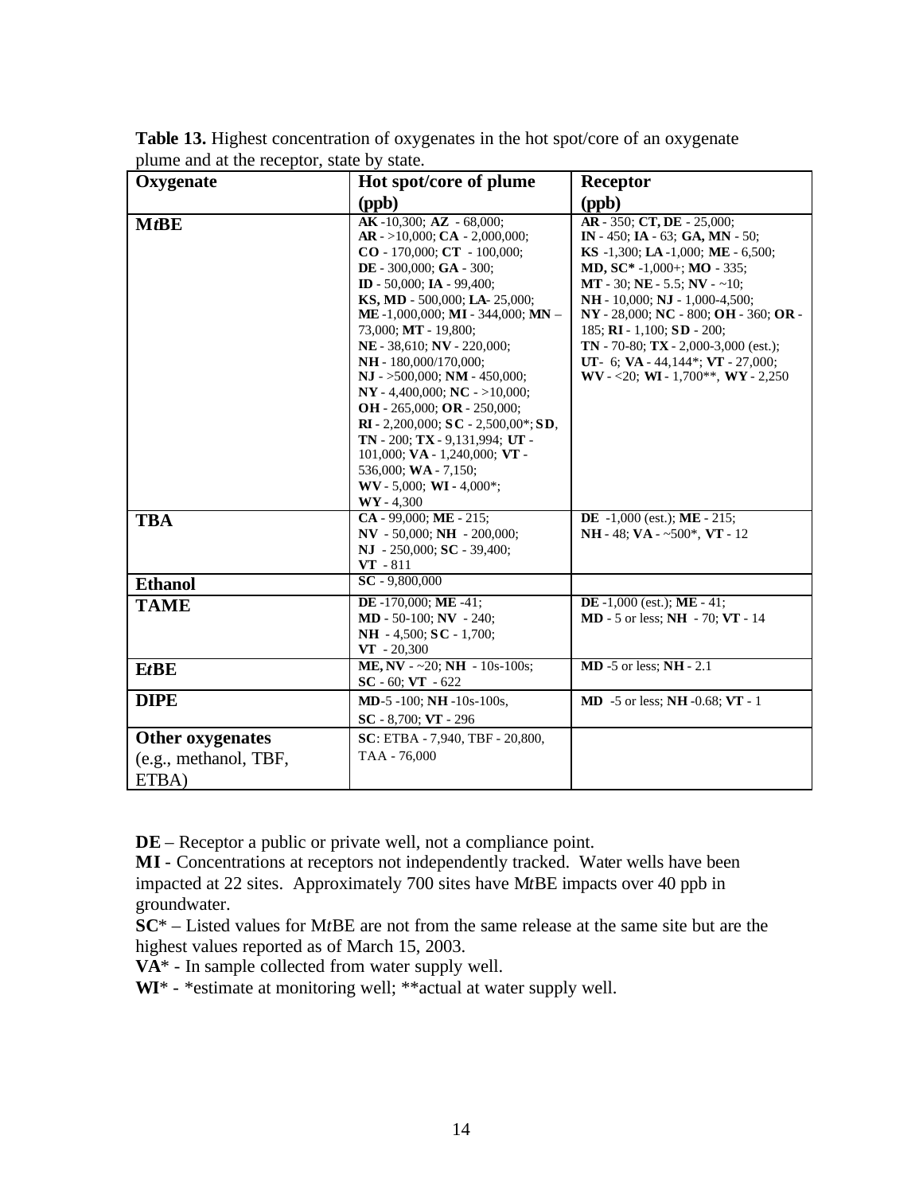**Table 13.** Highest concentration of oxygenates in the hot spot/core of an oxygenate plume and at the receptor, state by state.

| Oxygenate | Hot spot/core of plume (ppb) | Receptor (ppb) |
|---|---|---|
| **M*t*BE** | **AK** -10,300; **AZ** - 68,000; **AR** - >10,000; **CA** - 2,000,000; **CO** - 170,000; **CT** - 100,000; **DE** - 300,000; **GA** - 300; **ID** - 50,000; **IA** - 99,400; **KS, MD** - 500,000; **LA**- 25,000; **ME** -1,000,000; **MI** - 344,000; **MN** – 73,000; **MT** - 19,800; **NE** - 38,610; **NV** - 220,000; **NH** - 180,000/170,000; **NJ** - >500,000; **NM** - 450,000; **NY** - 4,400,000; **NC** - >10,000; **OH** - 265,000; **OR** - 250,000; **RI** - 2,200,000; **SC** - 2,500,00*; **SD**, **TN** - 200; **TX** - 9,131,994; **UT** - 101,000; **VA** - 1,240,000; **VT** - 536,000; **WA** - 7,150; **WV** - 5,000; **WI** - 4,000*; **WY** - 4,300 | **AR** - 350; **CT, DE** - 25,000; **IN** - 450; **IA** - 63; **GA, MN** - 50; **KS** -1,300; **LA** -1,000; **ME** - 6,500; **MD, SC*** -1,000+; **MO** - 335; **MT** - 30; **NE** - 5.5; **NV** - ~10; **NH** - 10,000; **NJ** - 1,000-4,500; **NY** - 28,000; **NC** - 800; **OH** - 360; **OR** - 185; **RI** - 1,100; **SD** - 200; **TN** - 70-80; **TX** - 2,000-3,000 (est.); **UT**- 6; **VA** - 44,144*; **VT** - 27,000; **WV** - <20; **WI** - 1,700**, **WY** - 2,250 |
| **TBA** | **CA** - 99,000; **ME** - 215; **NV** - 50,000; **NH** - 200,000; **NJ** - 250,000; **SC** - 39,400; **VT** - 811 | **DE** -1,000 (est.); **ME** - 215; **NH** - 48; **VA** - ~500*, **VT** - 12 |
| **Ethanol** | **SC** - 9,800,000 | |
| **TAME** | **DE** -170,000; **ME** -41; **MD** - 50-100; **NV** - 240; **NH** - 4,500; **SC** - 1,700; **VT** - 20,300 | **DE** -1,000 (est.); **ME** - 41; **MD** - 5 or less; **NH** - 70; **VT** - 14 |
| **E*t*BE** | **ME, NV** - ~20; **NH** - 10s-100s; **SC** - 60; **VT** - 622 | **MD** -5 or less; **NH** - 2.1 |
| **DIPE** | **MD**-5 -100; **NH** -10s-100s, **SC** - 8,700; **VT** - 296 | **MD** -5 or less; **NH** -0.68; **VT** - 1 |
| **Other oxygenates** (e.g., methanol, TBF, ETBA) | **SC**: ETBA - 7,940, TBF - 20,800, TAA - 76,000 | |

**DE** – Receptor a public or private well, not a compliance point.
**MI** - Concentrations at receptors not independently tracked. Water wells have been impacted at 22 sites. Approximately 700 sites have M*t*BE impacts over 40 ppb in groundwater.
**SC*** – Listed values for M*t*BE are not from the same release at the same site but are the highest values reported as of March 15, 2003.
**VA*** - In sample collected from water supply well.
**WI*** - *estimate at monitoring well; **actual at water supply well.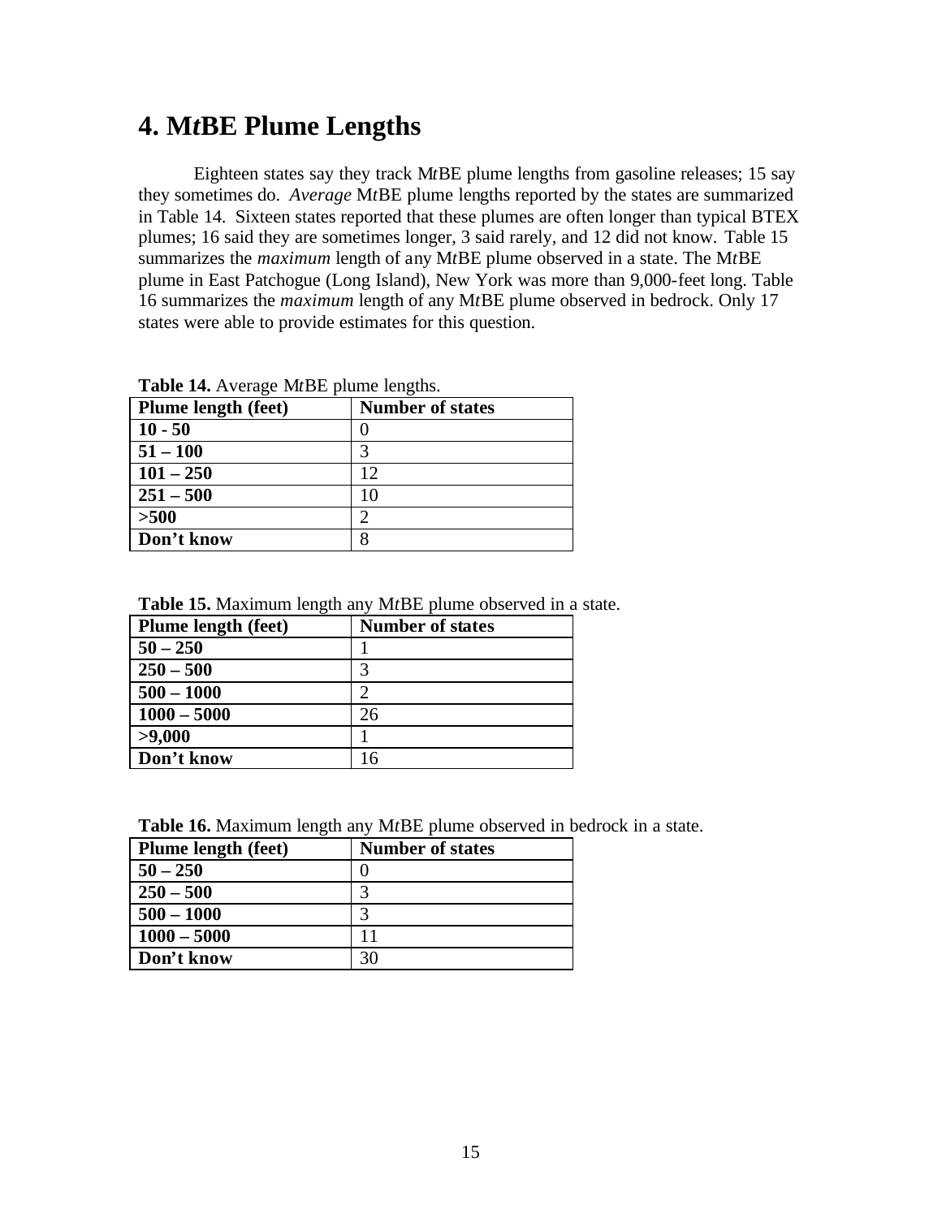# 4. M*t*BE Plume Lengths

Eighteen states say they track M*t*BE plume lengths from gasoline releases; 15 say they sometimes do. *Average* M*t*BE plume lengths reported by the states are summarized in Table 14. Sixteen states reported that these plumes are often longer than typical BTEX plumes; 16 said they are sometimes longer, 3 said rarely, and 12 did not know. Table 15 summarizes the *maximum* length of any M*t*BE plume observed in a state. The M*t*BE plume in East Patchogue (Long Island), New York was more than 9,000-feet long. Table 16 summarizes the *maximum* length of any M*t*BE plume observed in bedrock. Only 17 states were able to provide estimates for this question.

**Table 14.** Average M*t*BE plume lengths.

| Plume length (feet) | Number of states |
|---|---|
| **10 - 50** | 0 |
| **51 – 100** | 3 |
| **101 – 250** | 12 |
| **251 – 500** | 10 |
| **>500** | 2 |
| **Don't know** | 8 |

**Table 15.** Maximum length any M*t*BE plume observed in a state.

| Plume length (feet) | Number of states |
|---|---|
| **50 – 250** | 1 |
| **250 – 500** | 3 |
| **500 – 1000** | 2 |
| **1000 – 5000** | 26 |
| **>9,000** | 1 |
| **Don't know** | 16 |

**Table 16.** Maximum length any M*t*BE plume observed in bedrock in a state.

| Plume length (feet) | Number of states |
|---|---|
| **50 – 250** | 0 |
| **250 – 500** | 3 |
| **500 – 1000** | 3 |
| **1000 – 5000** | 11 |
| **Don't know** | 30 |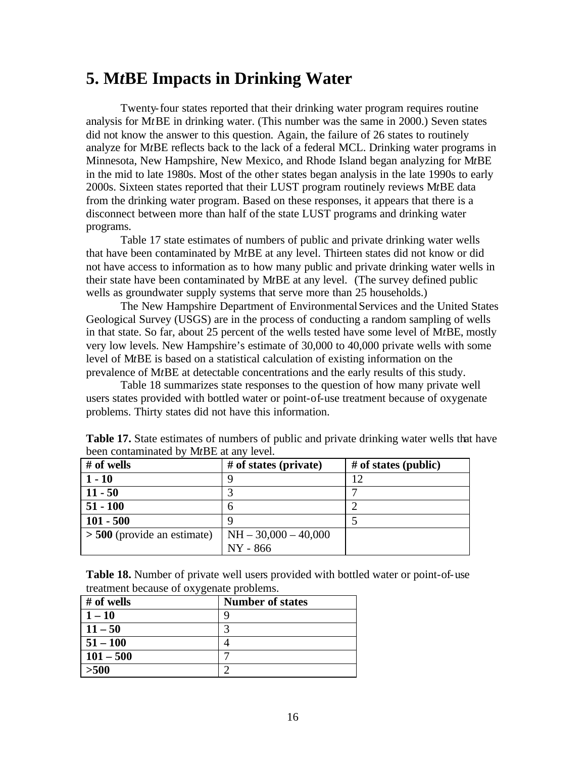# 5. M*t*BE Impacts in Drinking Water

Twenty-four states reported that their drinking water program requires routine analysis for M*t*BE in drinking water. (This number was the same in 2000.) Seven states did not know the answer to this question. Again, the failure of 26 states to routinely analyze for M*t*BE reflects back to the lack of a federal MCL. Drinking water programs in Minnesota, New Hampshire, New Mexico, and Rhode Island began analyzing for M*t*BE in the mid to late 1980s. Most of the other states began analysis in the late 1990s to early 2000s. Sixteen states reported that their LUST program routinely reviews M*t*BE data from the drinking water program. Based on these responses, it appears that there is a disconnect between more than half of the state LUST programs and drinking water programs.

Table 17 state estimates of numbers of public and private drinking water wells that have been contaminated by M*t*BE at any level. Thirteen states did not know or did not have access to information as to how many public and private drinking water wells in their state have been contaminated by M*t*BE at any level. (The survey defined public wells as groundwater supply systems that serve more than 25 households.)

The New Hampshire Department of Environmental Services and the United States Geological Survey (USGS) are in the process of conducting a random sampling of wells in that state. So far, about 25 percent of the wells tested have some level of M*t*BE, mostly very low levels. New Hampshire's estimate of 30,000 to 40,000 private wells with some level of M*t*BE is based on a statistical calculation of existing information on the prevalence of M*t*BE at detectable concentrations and the early results of this study.

Table 18 summarizes state responses to the question of how many private well users states provided with bottled water or point-of-use treatment because of oxygenate problems. Thirty states did not have this information.

**Table 17.** State estimates of numbers of public and private drinking water wells that have been contaminated by M*t*BE at any level.

| # of wells | # of states (private) | # of states (public) |
|---|---|---|
| **1 - 10** | 9 | 12 |
| **11 - 50** | 3 | 7 |
| **51 - 100** | 6 | 2 |
| **101 - 500** | 9 | 5 |
| **> 500** (provide an estimate) | NH – 30,000 – 40,000<br>NY - 866 | |

**Table 18.** Number of private well users provided with bottled water or point-of-use treatment because of oxygenate problems.

| # of wells | Number of states |
|---|---|
| **1 – 10** | 9 |
| **11 – 50** | 3 |
| **51 – 100** | 4 |
| **101 – 500** | 7 |
| **>500** | 2 |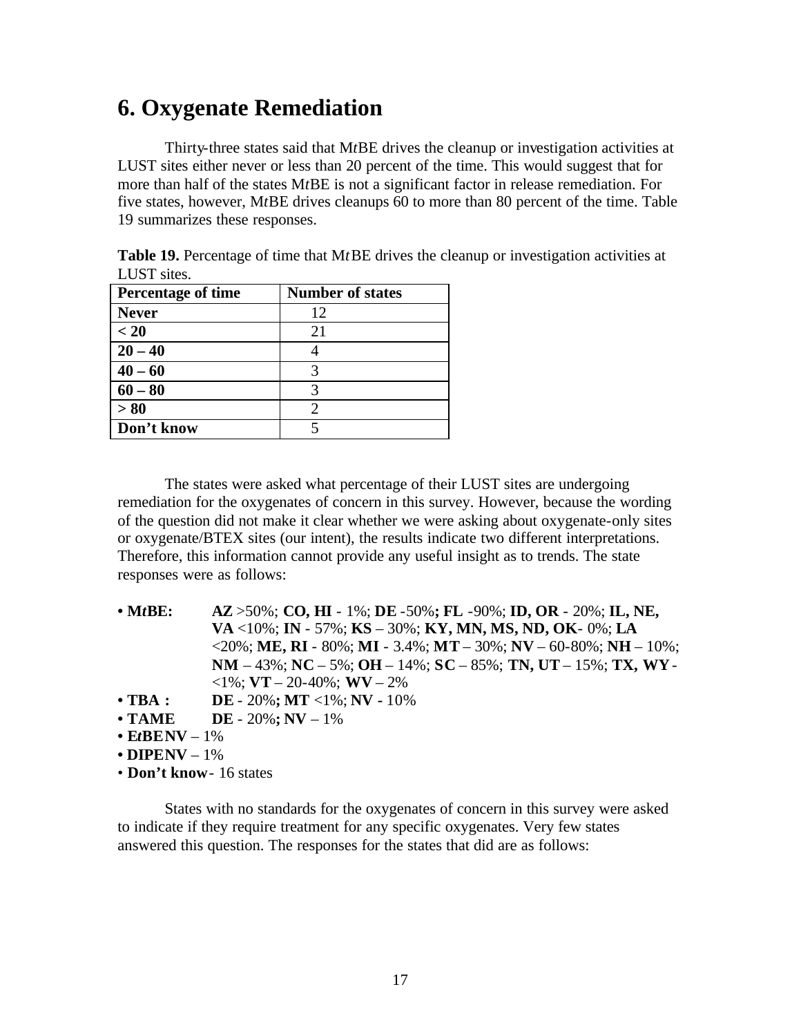# 6. Oxygenate Remediation

Thirty-three states said that M*t*BE drives the cleanup or investigation activities at LUST sites either never or less than 20 percent of the time. This would suggest that for more than half of the states M*t*BE is not a significant factor in release remediation. For five states, however, M*t*BE drives cleanups 60 to more than 80 percent of the time. Table 19 summarizes these responses.

**Table 19.** Percentage of time that M*t*BE drives the cleanup or investigation activities at LUST sites.

| Percentage of time | Number of states |
|---|---|
| **Never** | 12 |
| **< 20** | 21 |
| **20 – 40** | 4 |
| **40 – 60** | 3 |
| **60 – 80** | 3 |
| **> 80** | 2 |
| **Don't know** | 5 |

The states were asked what percentage of their LUST sites are undergoing remediation for the oxygenates of concern in this survey. However, because the wording of the question did not make it clear whether we were asking about oxygenate-only sites or oxygenate/BTEX sites (our intent), the results indicate two different interpretations. Therefore, this information cannot provide any useful insight as to trends. The state responses were as follows:

- **M*t*BE:** **AZ** >50%; **CO, HI** - 1%; **DE** -50%**; FL** -90%; **ID, OR** - 20%; **IL, NE, VA** <10%; **IN** - 57%; **KS** – 30%; **KY, MN, MS, ND, OK**- 0%; **LA** <20%; **ME, RI** - 80%; **MI** - 3.4%; **MT** – 30%; **NV** – 60-80%; **NH** – 10%; **NM** – 43%; **NC** – 5%; **OH** – 14%; **SC** – 85%; **TN, UT** – 15%; **TX, WY** - <1%; **VT** – 20-40%; **WV** – 2%
- **TBA :** **DE** - 20%**; MT** <1%; **NV -** 10%
- **TAME** **DE** - 20%**; NV** – 1%
- **E*t*BE NV** – 1%
- **DIPE NV** – 1%
- **Don't know**- 16 states

States with no standards for the oxygenates of concern in this survey were asked to indicate if they require treatment for any specific oxygenates. Very few states answered this question. The responses for the states that did are as follows: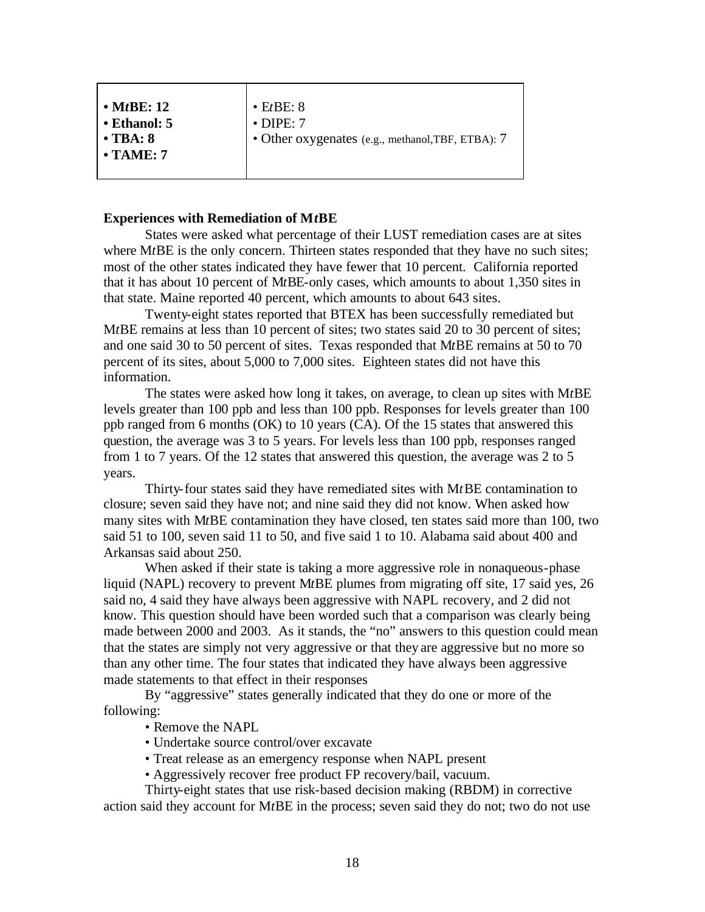| • M*t*BE: 12<br>• Ethanol: 5<br>• TBA: 8<br>• TAME: 7 | • E*t*BE: 8<br>• DIPE: 7<br>• Other oxygenates (e.g., methanol,TBF, ETBA): 7 |
|---|---|

**Experiences with Remediation of M*t*BE**

States were asked what percentage of their LUST remediation cases are at sites where M*t*BE is the only concern. Thirteen states responded that they have no such sites; most of the other states indicated they have fewer that 10 percent. California reported that it has about 10 percent of M*t*BE-only cases, which amounts to about 1,350 sites in that state. Maine reported 40 percent, which amounts to about 643 sites.

Twenty-eight states reported that BTEX has been successfully remediated but M*t*BE remains at less than 10 percent of sites; two states said 20 to 30 percent of sites; and one said 30 to 50 percent of sites. Texas responded that M*t*BE remains at 50 to 70 percent of its sites, about 5,000 to 7,000 sites. Eighteen states did not have this information.

The states were asked how long it takes, on average, to clean up sites with M*t*BE levels greater than 100 ppb and less than 100 ppb. Responses for levels greater than 100 ppb ranged from 6 months (OK) to 10 years (CA). Of the 15 states that answered this question, the average was 3 to 5 years. For levels less than 100 ppb, responses ranged from 1 to 7 years. Of the 12 states that answered this question, the average was 2 to 5 years.

Thirty-four states said they have remediated sites with M*t*BE contamination to closure; seven said they have not; and nine said they did not know. When asked how many sites with M*t*BE contamination they have closed, ten states said more than 100, two said 51 to 100, seven said 11 to 50, and five said 1 to 10. Alabama said about 400 and Arkansas said about 250.

When asked if their state is taking a more aggressive role in nonaqueous-phase liquid (NAPL) recovery to prevent M*t*BE plumes from migrating off site, 17 said yes, 26 said no, 4 said they have always been aggressive with NAPL recovery, and 2 did not know. This question should have been worded such that a comparison was clearly being made between 2000 and 2003. As it stands, the "no" answers to this question could mean that the states are simply not very aggressive or that they are aggressive but no more so than any other time. The four states that indicated they have always been aggressive made statements to that effect in their responses

By "aggressive" states generally indicated that they do one or more of the following:

- Remove the NAPL
- Undertake source control/over excavate
- Treat release as an emergency response when NAPL present
- Aggressively recover free product FP recovery/bail, vacuum.

Thirty-eight states that use risk-based decision making (RBDM) in corrective action said they account for M*t*BE in the process; seven said they do not; two do not use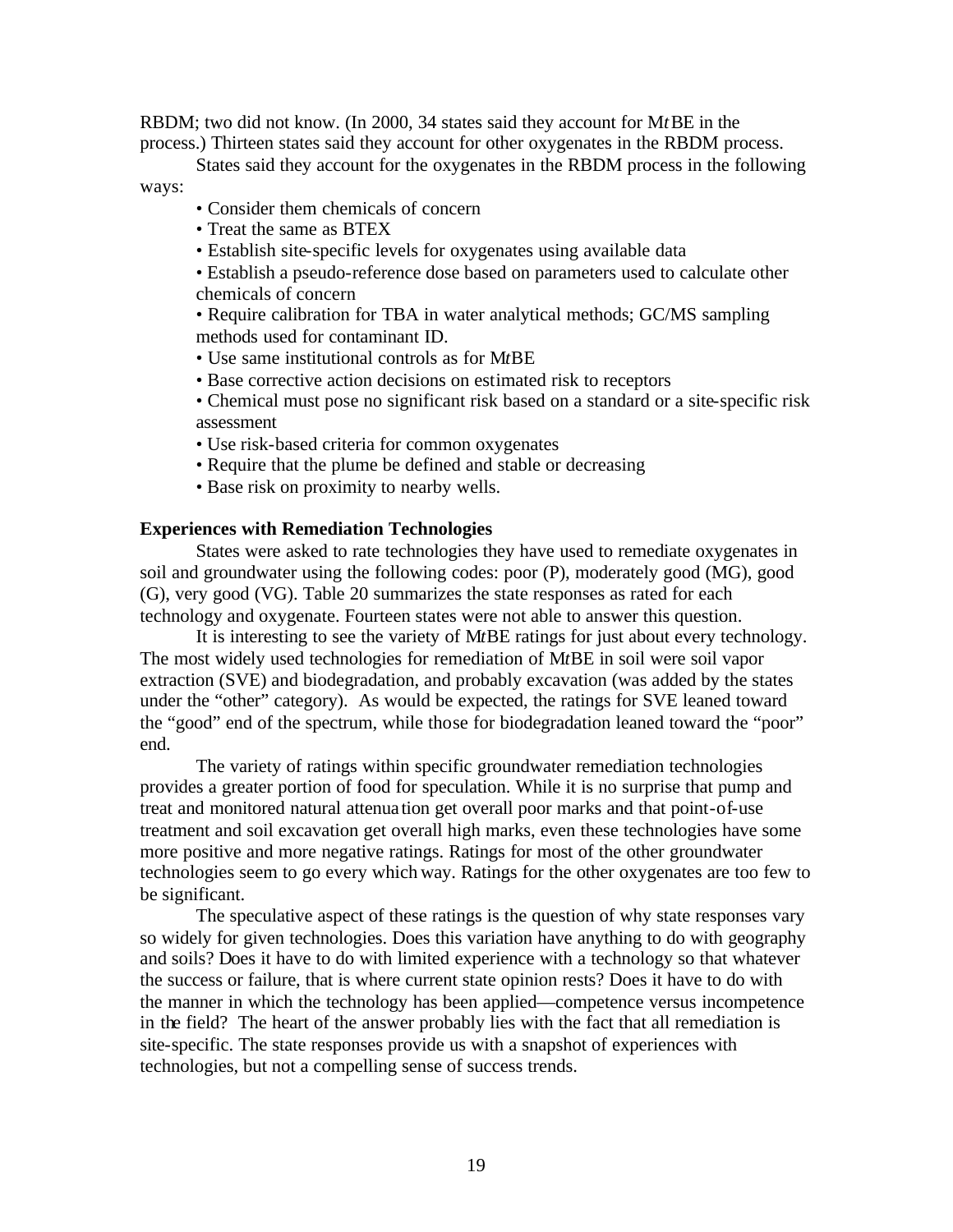RBDM; two did not know. (In 2000, 34 states said they account for M*t*BE in the process.) Thirteen states said they account for other oxygenates in the RBDM process.

States said they account for the oxygenates in the RBDM process in the following ways:

- Consider them chemicals of concern
- Treat the same as BTEX
- Establish site-specific levels for oxygenates using available data
- Establish a pseudo-reference dose based on parameters used to calculate other chemicals of concern
- Require calibration for TBA in water analytical methods; GC/MS sampling methods used for contaminant ID.
- Use same institutional controls as for M*t*BE
- Base corrective action decisions on estimated risk to receptors
- Chemical must pose no significant risk based on a standard or a site-specific risk assessment
- Use risk-based criteria for common oxygenates
- Require that the plume be defined and stable or decreasing
- Base risk on proximity to nearby wells.

**Experiences with Remediation Technologies**

States were asked to rate technologies they have used to remediate oxygenates in soil and groundwater using the following codes: poor (P), moderately good (MG), good (G), very good (VG). Table 20 summarizes the state responses as rated for each technology and oxygenate. Fourteen states were not able to answer this question.

It is interesting to see the variety of M*t*BE ratings for just about every technology. The most widely used technologies for remediation of M*t*BE in soil were soil vapor extraction (SVE) and biodegradation, and probably excavation (was added by the states under the "other" category). As would be expected, the ratings for SVE leaned toward the "good" end of the spectrum, while those for biodegradation leaned toward the "poor" end.

The variety of ratings within specific groundwater remediation technologies provides a greater portion of food for speculation. While it is no surprise that pump and treat and monitored natural attenuation get overall poor marks and that point-of-use treatment and soil excavation get overall high marks, even these technologies have some more positive and more negative ratings. Ratings for most of the other groundwater technologies seem to go every which way. Ratings for the other oxygenates are too few to be significant.

The speculative aspect of these ratings is the question of why state responses vary so widely for given technologies. Does this variation have anything to do with geography and soils? Does it have to do with limited experience with a technology so that whatever the success or failure, that is where current state opinion rests? Does it have to do with the manner in which the technology has been applied—competence versus incompetence in the field? The heart of the answer probably lies with the fact that all remediation is site-specific. The state responses provide us with a snapshot of experiences with technologies, but not a compelling sense of success trends.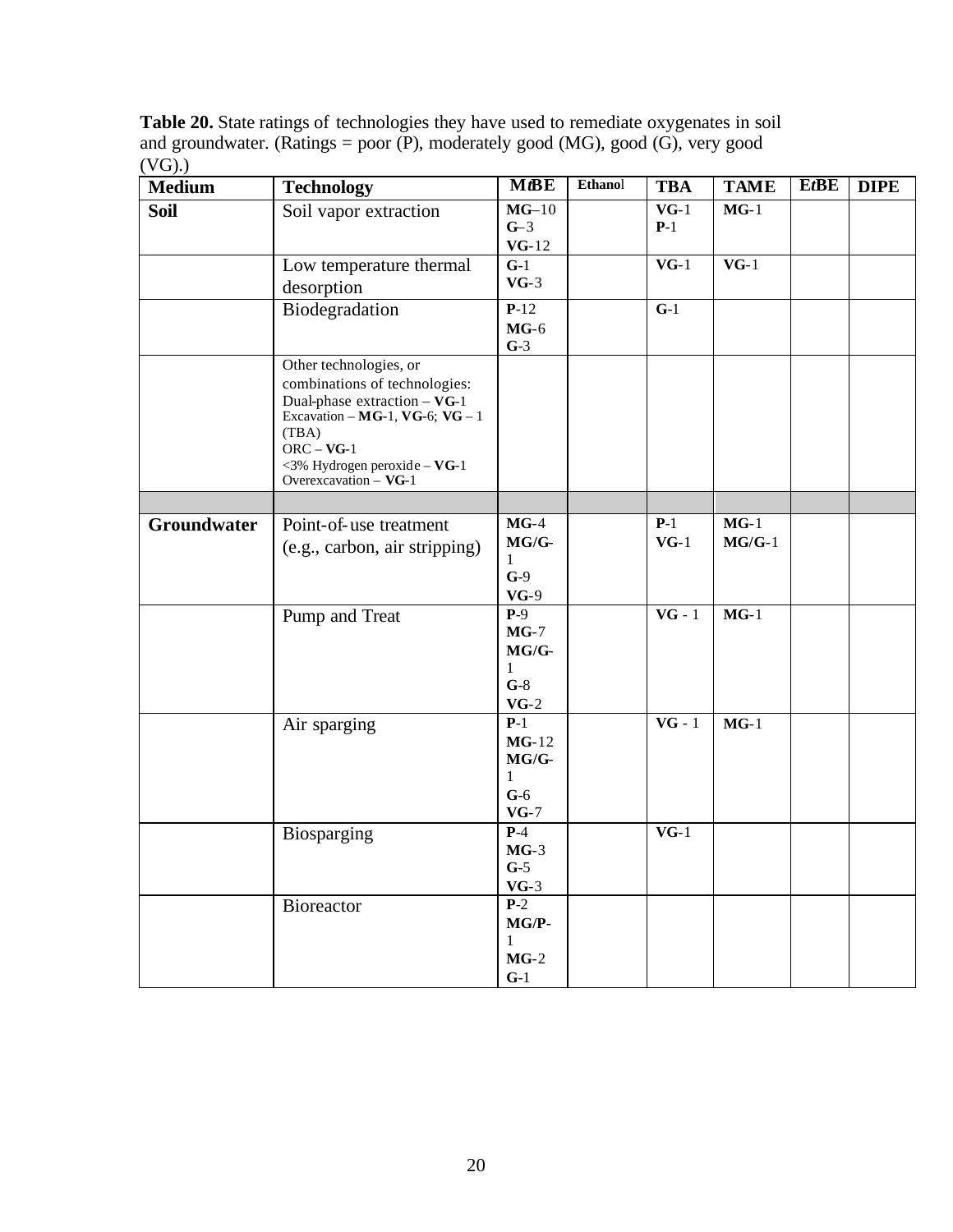**Table 20.** State ratings of technologies they have used to remediate oxygenates in soil and groundwater. (Ratings = poor (P), moderately good (MG), good (G), very good (VG).)

| Medium | Technology | M*t*BE | Ethanol | TBA | TAME | E*t*BE | DIPE |
|---|---|---|---|---|---|---|---|
| **Soil** | Soil vapor extraction | **MG**–10<br>**G**–3<br>**VG**-12 | | **VG**-1<br>**P**-1 | **MG**-1 | | |
| | Low temperature thermal desorption | **G**-1<br>**VG**-3 | | **VG**-1 | **VG**-1 | | |
| | Biodegradation | **P**-12<br>**MG**-6<br>**G**-3 | | **G**-1 | | | |
| | Other technologies, or combinations of technologies:<br>Dual-phase extraction – **VG**-1<br>Excavation – **MG**-1, **VG**-6; **VG** – 1 (TBA)<br>ORC – **VG**-1<br><3% Hydrogen peroxide – **VG**-1<br>Overexcavation – **VG**-1 | | | | | | |
| | | | | | | | |
| **Groundwater** | Point-of-use treatment (e.g., carbon, air stripping) | **MG**-4<br>**MG/G**-1<br>**G**-9<br>**VG**-9 | | **P**-1<br>**VG**-1 | **MG**-1<br>**MG/G**-1 | | |
| | Pump and Treat | **P**-9<br>**MG**-7<br>**MG/G**-1<br>**G**-8<br>**VG**-2 | | **VG** - 1 | **MG**-1 | | |
| | Air sparging | **P**-1<br>**MG**-12<br>**MG/G**-1<br>**G**-6<br>**VG**-7 | | **VG** - 1 | **MG**-1 | | |
| | Biosparging | **P**-4<br>**MG**-3<br>**G**-5<br>**VG**-3 | | **VG**-1 | | | |
| | Bioreactor | **P**-2<br>**MG/P**-1<br>**MG**-2<br>**G**-1 | | | | | |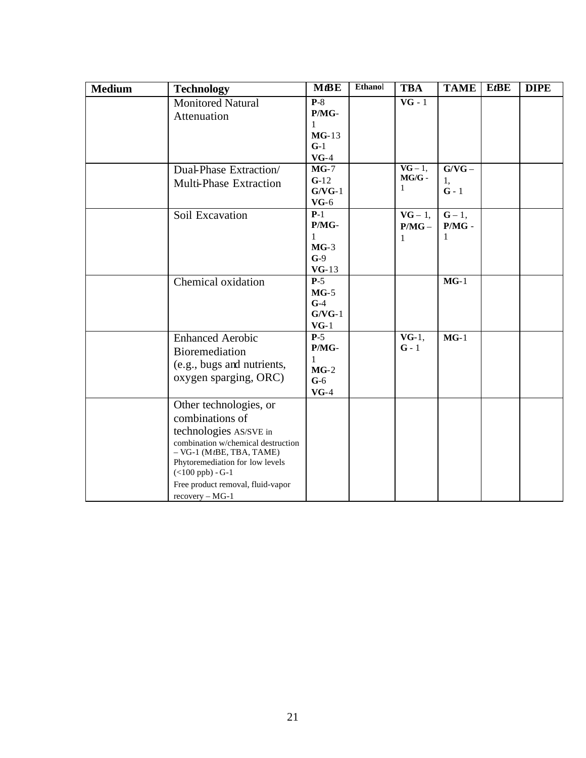| Medium | Technology | M*t*BE | Ethanol | TBA | TAME | E*t*BE | DIPE |
|---|---|---|---|---|---|---|---|
| | Monitored Natural Attenuation | **P**-8 **P/MG**-1 **MG**-13 **G**-1 **VG**-4 | | **VG** - 1 | | | |
| | Dual-Phase Extraction/ Multi-Phase Extraction | **MG**-7 **G**-12 **G/VG**-1 **VG**-6 | | **VG** – 1, **MG/G** - 1 | **G/VG** – 1, **G** - 1 | | |
| | Soil Excavation | **P**-1 **P/MG**-1 **MG**-3 **G**-9 **VG**-13 | | **VG** – 1, **P/MG** – 1 | **G** – 1, **P/MG** - 1 | | |
| | Chemical oxidation | **P**-5 **MG**-5 **G**-4 **G/VG**-1 **VG**-1 | | | **MG**-1 | | |
| | Enhanced Aerobic Bioremediation (e.g., bugs and nutrients, oxygen sparging, ORC) | **P**-5 **P/MG**-1 **MG**-2 **G**-6 **VG**-4 | | **VG**-1, **G** - 1 | **MG**-1 | | |
| | Other technologies, or combinations of technologies AS/SVE in combination w/chemical destruction – VG-1 (M*t*BE, TBA, TAME) Phytoremediation for low levels (<100 ppb) - G-1 Free product removal, fluid-vapor recovery – MG-1 | | | | | | |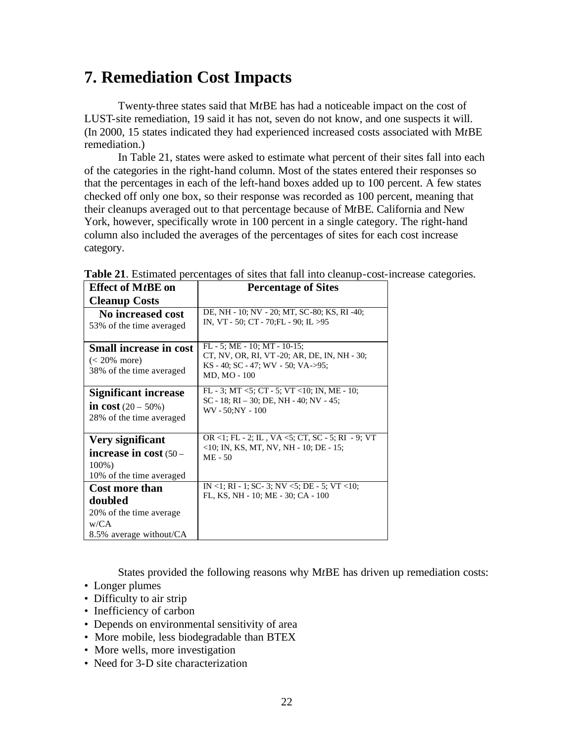# 7. Remediation Cost Impacts

Twenty-three states said that M*t*BE has had a noticeable impact on the cost of LUST-site remediation, 19 said it has not, seven do not know, and one suspects it will. (In 2000, 15 states indicated they had experienced increased costs associated with M*t*BE remediation.)

In Table 21, states were asked to estimate what percent of their sites fall into each of the categories in the right-hand column. Most of the states entered their responses so that the percentages in each of the left-hand boxes added up to 100 percent. A few states checked off only one box, so their response was recorded as 100 percent, meaning that their cleanups averaged out to that percentage because of M*t*BE. California and New York, however, specifically wrote in 100 percent in a single category. The right-hand column also included the averages of the percentages of sites for each cost increase category.

**Table 21**. Estimated percentages of sites that fall into cleanup-cost-increase categories.

| Effect of M*t*BE on Cleanup Costs | Percentage of Sites |
|---|---|
| **No increased cost** 53% of the time averaged | DE, NH - 10; NV - 20; MT, SC-80; KS, RI -40; IN, VT - 50; CT - 70;FL - 90; IL >95 |
| **Small increase in cost** (< 20% more) 38% of the time averaged | FL - 5; ME - 10; MT - 10-15; CT, NV, OR, RI, VT -20; AR, DE, IN, NH - 30; KS - 40; SC - 47; WV - 50; VA->95; MD, MO - 100 |
| **Significant increase in cost** (20 – 50%) 28% of the time averaged | FL - 3; MT <5; CT - 5; VT <10; IN, ME - 10; SC - 18; RI – 30; DE, NH - 40; NV - 45; WV - 50;NY - 100 |
| **Very significant increase in cost** (50 – 100%) 10% of the time averaged | OR <1; FL - 2; IL , VA <5; CT, SC - 5; RI - 9; VT <10; IN, KS, MT, NV, NH - 10; DE - 15; ME - 50 |
| **Cost more than doubled** 20% of the time average w/CA 8.5% average without/CA | IN <1; RI - 1; SC- 3; NV <5; DE - 5; VT <10; FL, KS, NH - 10; ME - 30; CA - 100 |

States provided the following reasons why M*t*BE has driven up remediation costs:

- Longer plumes
- Difficulty to air strip
- Inefficiency of carbon
- Depends on environmental sensitivity of area
- More mobile, less biodegradable than BTEX
- More wells, more investigation
- Need for 3-D site characterization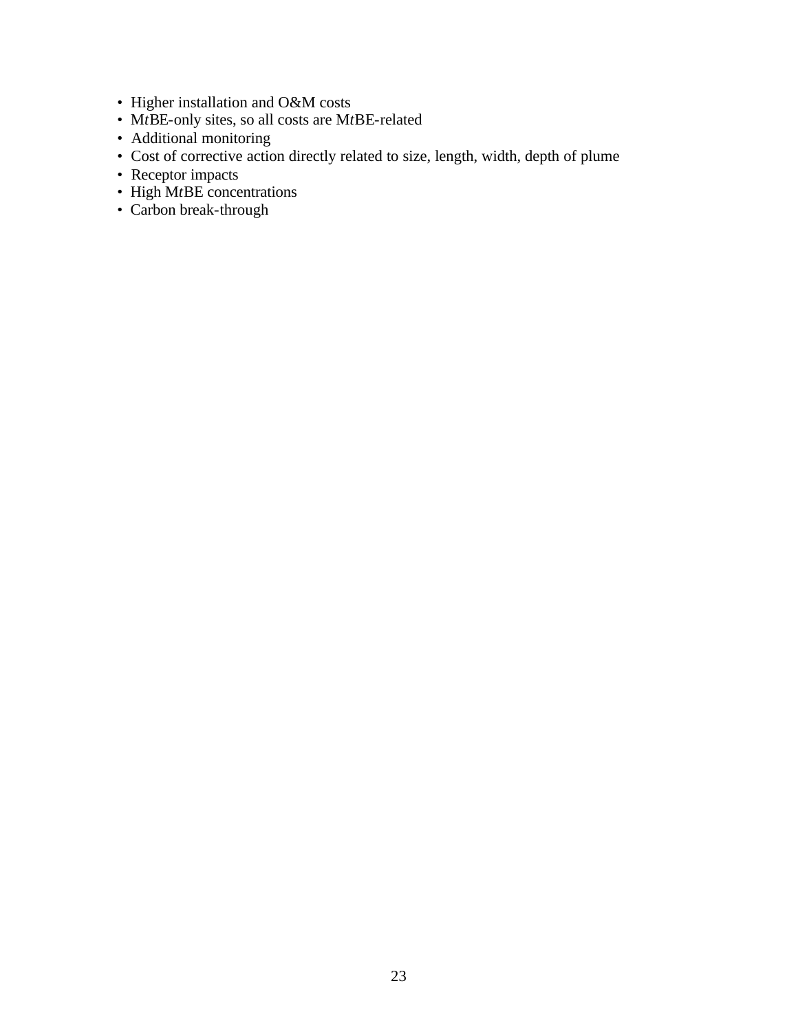- Higher installation and O&M costs
- M*t*BE-only sites, so all costs are M*t*BE-related
- Additional monitoring
- Cost of corrective action directly related to size, length, width, depth of plume
- Receptor impacts
- High M*t*BE concentrations
- Carbon break-through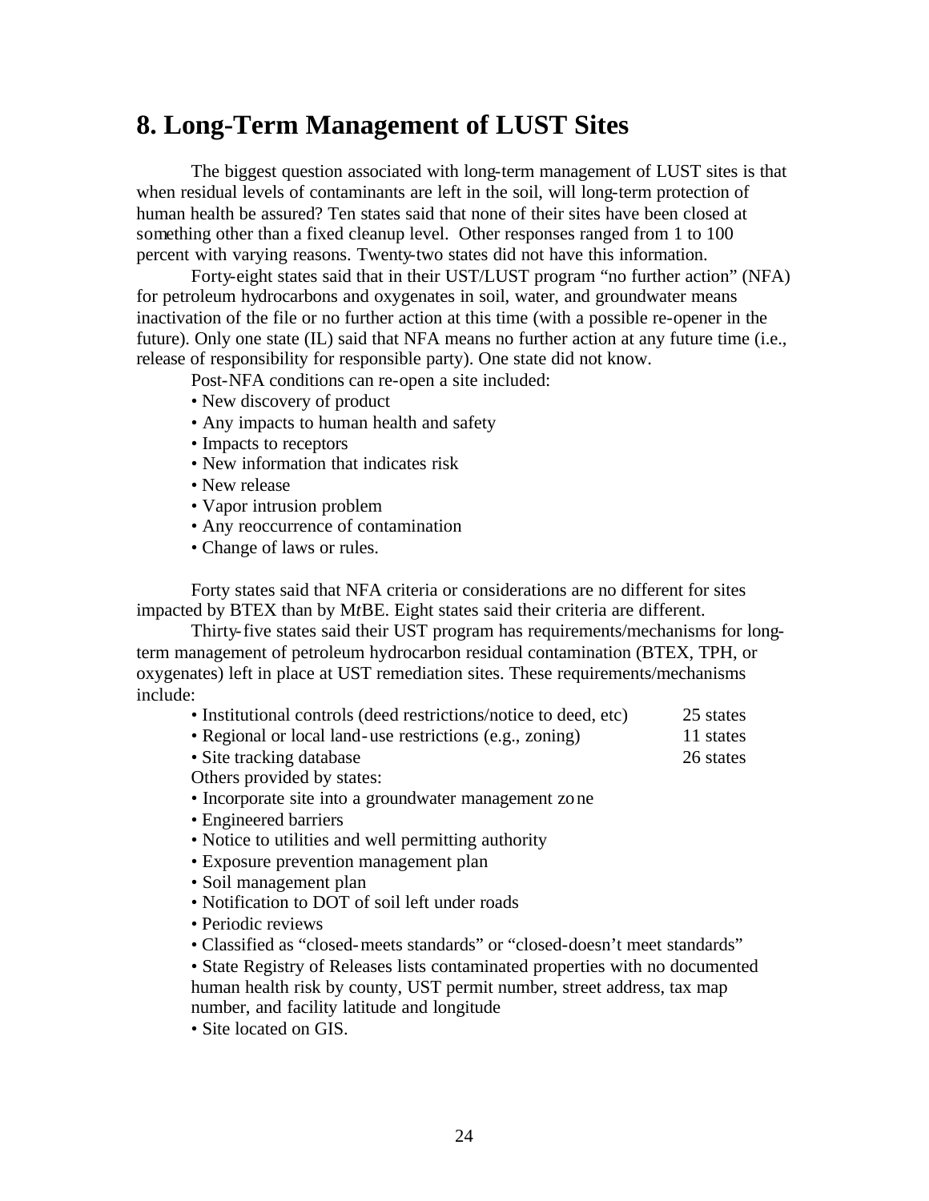## 8. Long-Term Management of LUST Sites

The biggest question associated with long-term management of LUST sites is that when residual levels of contaminants are left in the soil, will long-term protection of human health be assured? Ten states said that none of their sites have been closed at something other than a fixed cleanup level. Other responses ranged from 1 to 100 percent with varying reasons. Twenty-two states did not have this information.

Forty-eight states said that in their UST/LUST program "no further action" (NFA) for petroleum hydrocarbons and oxygenates in soil, water, and groundwater means inactivation of the file or no further action at this time (with a possible re-opener in the future). Only one state (IL) said that NFA means no further action at any future time (i.e., release of responsibility for responsible party). One state did not know.

Post-NFA conditions can re-open a site included:

- New discovery of product
- Any impacts to human health and safety
- Impacts to receptors
- New information that indicates risk
- New release
- Vapor intrusion problem
- Any reoccurrence of contamination
- Change of laws or rules.

Forty states said that NFA criteria or considerations are no different for sites impacted by BTEX than by M*t*BE. Eight states said their criteria are different.

Thirty-five states said their UST program has requirements/mechanisms for long-term management of petroleum hydrocarbon residual contamination (BTEX, TPH, or oxygenates) left in place at UST remediation sites. These requirements/mechanisms include:

| | |
|---|---|
| • Institutional controls (deed restrictions/notice to deed, etc) | 25 states |
| • Regional or local land-use restrictions (e.g., zoning) | 11 states |
| • Site tracking database | 26 states |

Others provided by states:

- Incorporate site into a groundwater management zone
- Engineered barriers
- Notice to utilities and well permitting authority
- Exposure prevention management plan
- Soil management plan
- Notification to DOT of soil left under roads
- Periodic reviews
- Classified as "closed-meets standards" or "closed-doesn't meet standards"
- State Registry of Releases lists contaminated properties with no documented human health risk by county, UST permit number, street address, tax map number, and facility latitude and longitude
- Site located on GIS.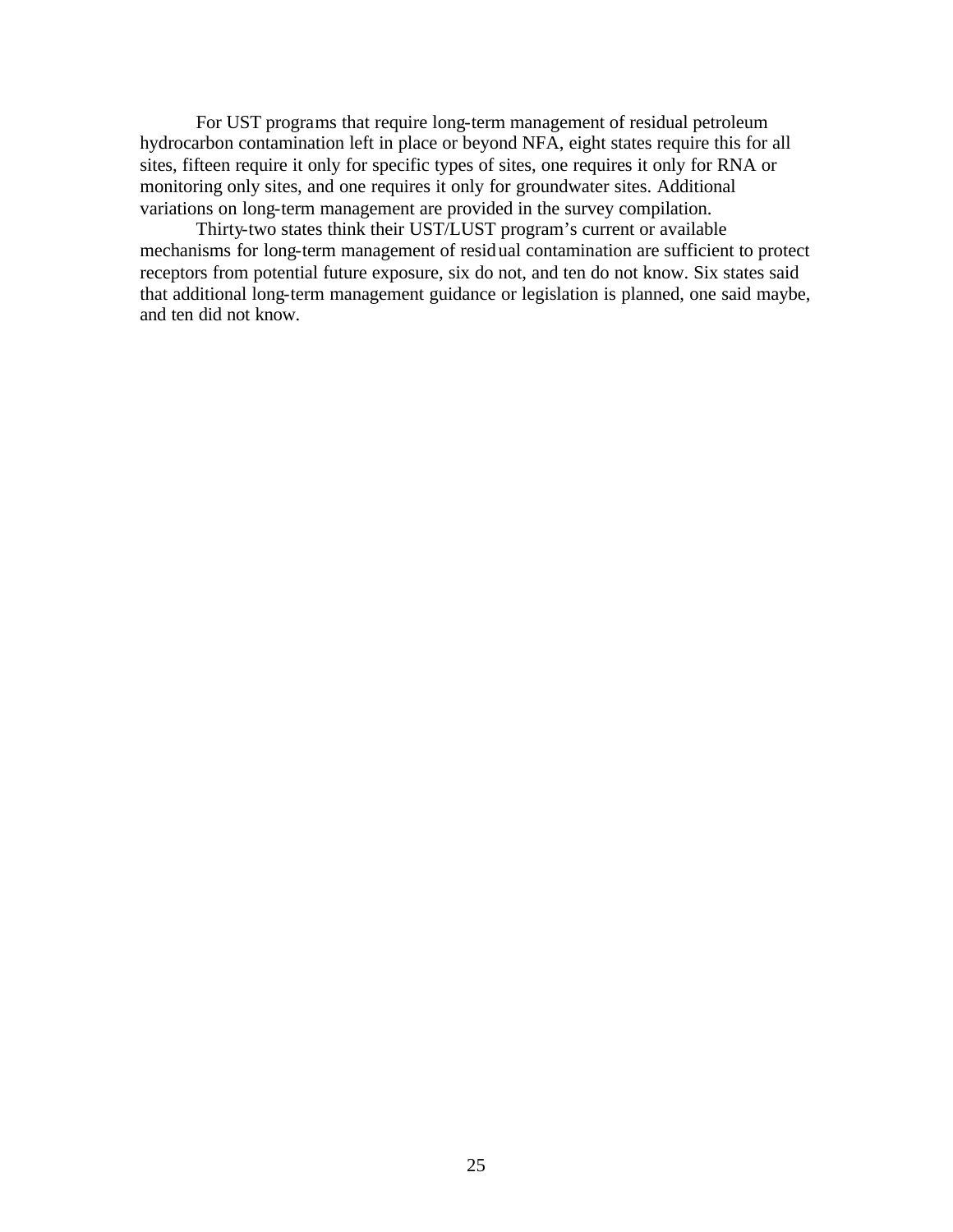For UST programs that require long-term management of residual petroleum hydrocarbon contamination left in place or beyond NFA, eight states require this for all sites, fifteen require it only for specific types of sites, one requires it only for RNA or monitoring only sites, and one requires it only for groundwater sites. Additional variations on long-term management are provided in the survey compilation.

Thirty-two states think their UST/LUST program's current or available mechanisms for long-term management of residual contamination are sufficient to protect receptors from potential future exposure, six do not, and ten do not know. Six states said that additional long-term management guidance or legislation is planned, one said maybe, and ten did not know.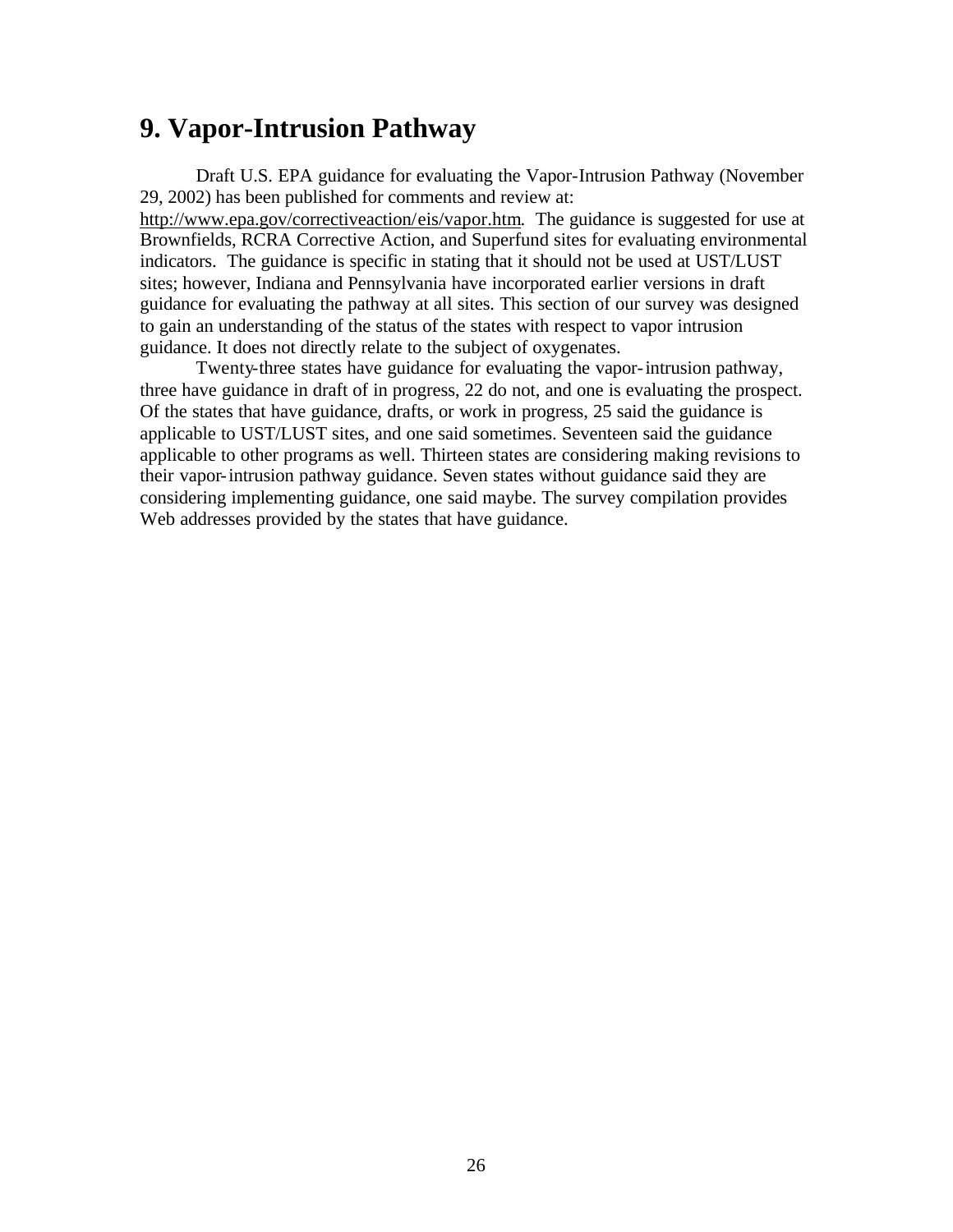# 9. Vapor-Intrusion Pathway

Draft U.S. EPA guidance for evaluating the Vapor-Intrusion Pathway (November 29, 2002) has been published for comments and review at: http://www.epa.gov/correctiveaction/eis/vapor.htm. The guidance is suggested for use at Brownfields, RCRA Corrective Action, and Superfund sites for evaluating environmental indicators. The guidance is specific in stating that it should not be used at UST/LUST sites; however, Indiana and Pennsylvania have incorporated earlier versions in draft guidance for evaluating the pathway at all sites. This section of our survey was designed to gain an understanding of the status of the states with respect to vapor intrusion guidance. It does not directly relate to the subject of oxygenates.

Twenty-three states have guidance for evaluating the vapor-intrusion pathway, three have guidance in draft of in progress, 22 do not, and one is evaluating the prospect. Of the states that have guidance, drafts, or work in progress, 25 said the guidance is applicable to UST/LUST sites, and one said sometimes. Seventeen said the guidance applicable to other programs as well. Thirteen states are considering making revisions to their vapor-intrusion pathway guidance. Seven states without guidance said they are considering implementing guidance, one said maybe. The survey compilation provides Web addresses provided by the states that have guidance.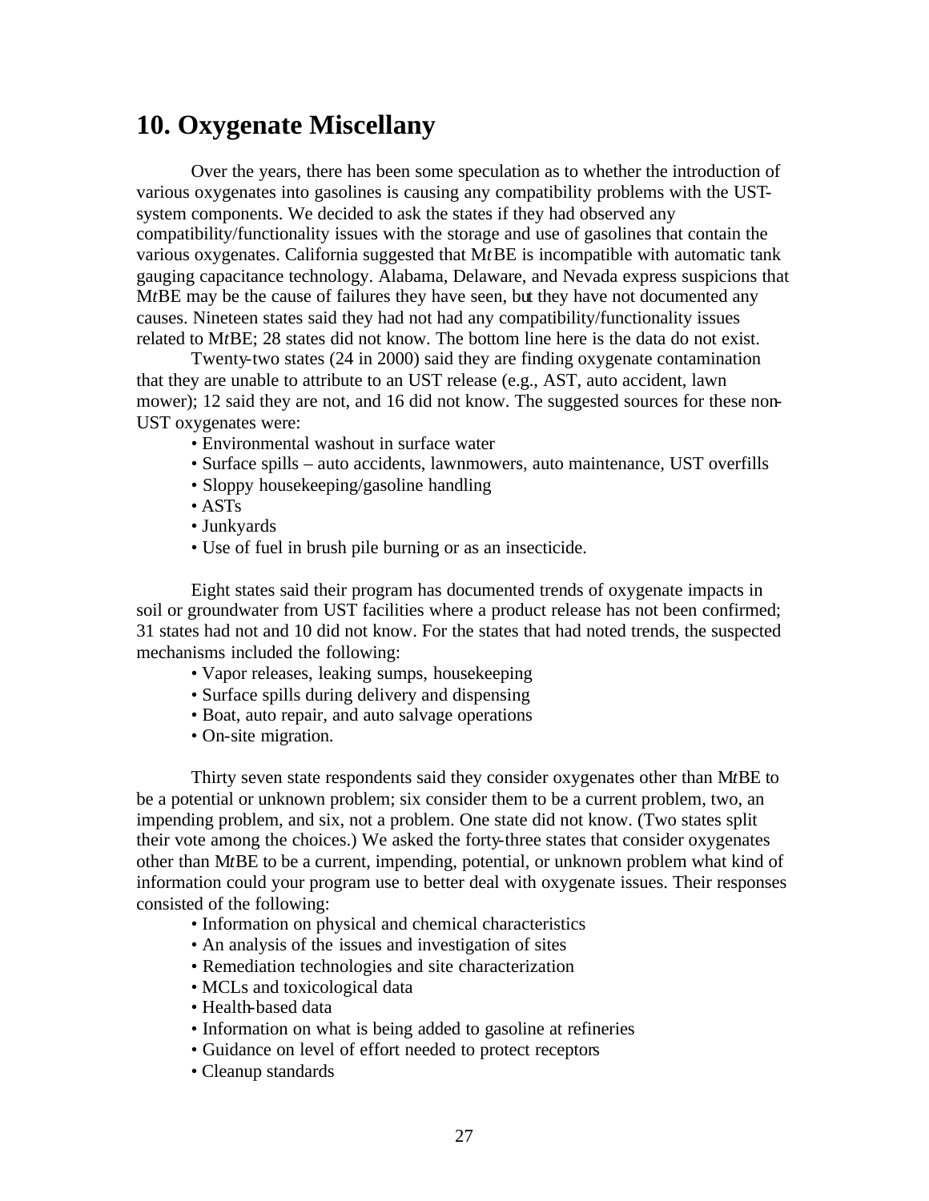## 10. Oxygenate Miscellany

Over the years, there has been some speculation as to whether the introduction of various oxygenates into gasolines is causing any compatibility problems with the UST-system components. We decided to ask the states if they had observed any compatibility/functionality issues with the storage and use of gasolines that contain the various oxygenates. California suggested that M*t*BE is incompatible with automatic tank gauging capacitance technology. Alabama, Delaware, and Nevada express suspicions that M*t*BE may be the cause of failures they have seen, but they have not documented any causes. Nineteen states said they had not had any compatibility/functionality issues related to M*t*BE; 28 states did not know. The bottom line here is the data do not exist.

Twenty-two states (24 in 2000) said they are finding oxygenate contamination that they are unable to attribute to an UST release (e.g., AST, auto accident, lawn mower); 12 said they are not, and 16 did not know. The suggested sources for these non-UST oxygenates were:

- Environmental washout in surface water
- Surface spills – auto accidents, lawnmowers, auto maintenance, UST overfills
- Sloppy housekeeping/gasoline handling
- ASTs
- Junkyards
- Use of fuel in brush pile burning or as an insecticide.

Eight states said their program has documented trends of oxygenate impacts in soil or groundwater from UST facilities where a product release has not been confirmed; 31 states had not and 10 did not know. For the states that had noted trends, the suspected mechanisms included the following:

- Vapor releases, leaking sumps, housekeeping
- Surface spills during delivery and dispensing
- Boat, auto repair, and auto salvage operations
- On-site migration.

Thirty seven state respondents said they consider oxygenates other than M*t*BE to be a potential or unknown problem; six consider them to be a current problem, two, an impending problem, and six, not a problem. One state did not know. (Two states split their vote among the choices.) We asked the forty-three states that consider oxygenates other than M*t*BE to be a current, impending, potential, or unknown problem what kind of information could your program use to better deal with oxygenate issues. Their responses consisted of the following:

- Information on physical and chemical characteristics
- An analysis of the issues and investigation of sites
- Remediation technologies and site characterization
- MCLs and toxicological data
- Health-based data
- Information on what is being added to gasoline at refineries
- Guidance on level of effort needed to protect receptors
- Cleanup standards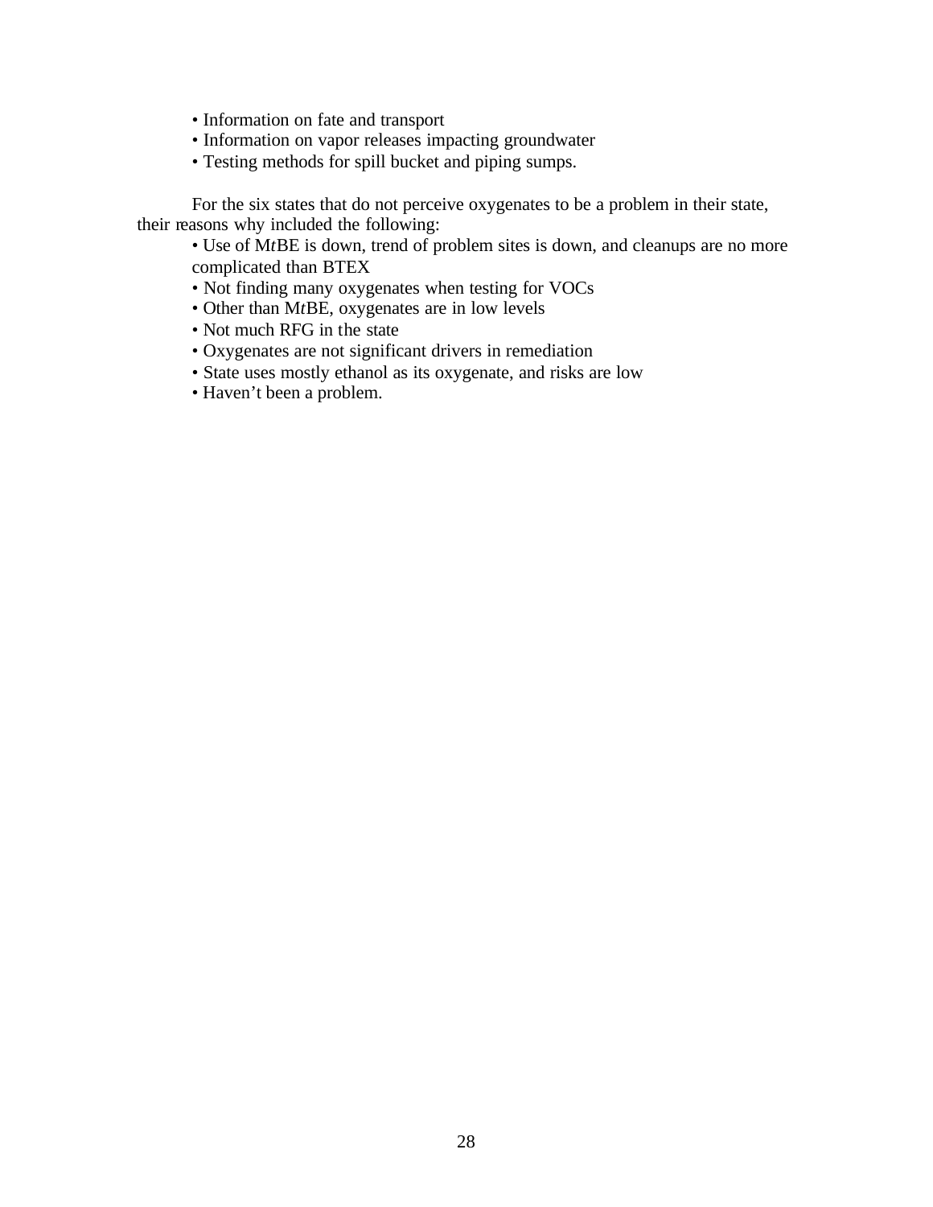- Information on fate and transport
- Information on vapor releases impacting groundwater
- Testing methods for spill bucket and piping sumps.

For the six states that do not perceive oxygenates to be a problem in their state, their reasons why included the following:

- Use of M*t*BE is down, trend of problem sites is down, and cleanups are no more complicated than BTEX
- Not finding many oxygenates when testing for VOCs
- Other than M*t*BE, oxygenates are in low levels
- Not much RFG in the state
- Oxygenates are not significant drivers in remediation
- State uses mostly ethanol as its oxygenate, and risks are low
- Haven't been a problem.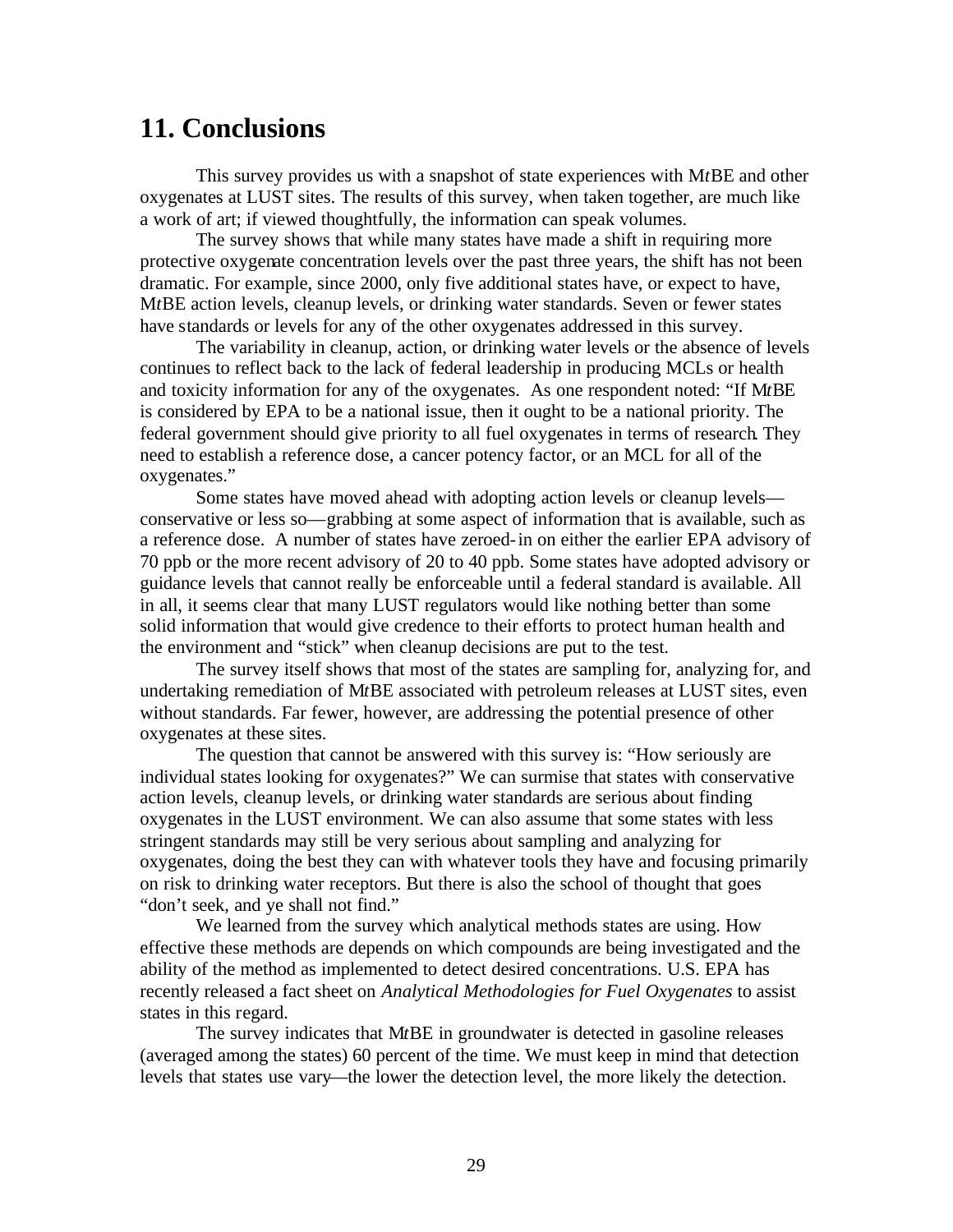## 11. Conclusions

This survey provides us with a snapshot of state experiences with M*t*BE and other oxygenates at LUST sites. The results of this survey, when taken together, are much like a work of art; if viewed thoughtfully, the information can speak volumes.

The survey shows that while many states have made a shift in requiring more protective oxygenate concentration levels over the past three years, the shift has not been dramatic. For example, since 2000, only five additional states have, or expect to have, M*t*BE action levels, cleanup levels, or drinking water standards. Seven or fewer states have standards or levels for any of the other oxygenates addressed in this survey.

The variability in cleanup, action, or drinking water levels or the absence of levels continues to reflect back to the lack of federal leadership in producing MCLs or health and toxicity information for any of the oxygenates. As one respondent noted: "If M*t*BE is considered by EPA to be a national issue, then it ought to be a national priority. The federal government should give priority to all fuel oxygenates in terms of research. They need to establish a reference dose, a cancer potency factor, or an MCL for all of the oxygenates."

Some states have moved ahead with adopting action levels or cleanup levels—conservative or less so—grabbing at some aspect of information that is available, such as a reference dose. A number of states have zeroed-in on either the earlier EPA advisory of 70 ppb or the more recent advisory of 20 to 40 ppb. Some states have adopted advisory or guidance levels that cannot really be enforceable until a federal standard is available. All in all, it seems clear that many LUST regulators would like nothing better than some solid information that would give credence to their efforts to protect human health and the environment and "stick" when cleanup decisions are put to the test.

The survey itself shows that most of the states are sampling for, analyzing for, and undertaking remediation of M*t*BE associated with petroleum releases at LUST sites, even without standards. Far fewer, however, are addressing the potential presence of other oxygenates at these sites.

The question that cannot be answered with this survey is: "How seriously are individual states looking for oxygenates?" We can surmise that states with conservative action levels, cleanup levels, or drinking water standards are serious about finding oxygenates in the LUST environment. We can also assume that some states with less stringent standards may still be very serious about sampling and analyzing for oxygenates, doing the best they can with whatever tools they have and focusing primarily on risk to drinking water receptors. But there is also the school of thought that goes "don't seek, and ye shall not find."

We learned from the survey which analytical methods states are using. How effective these methods are depends on which compounds are being investigated and the ability of the method as implemented to detect desired concentrations. U.S. EPA has recently released a fact sheet on *Analytical Methodologies for Fuel Oxygenates* to assist states in this regard.

The survey indicates that M*t*BE in groundwater is detected in gasoline releases (averaged among the states) 60 percent of the time. We must keep in mind that detection levels that states use vary—the lower the detection level, the more likely the detection.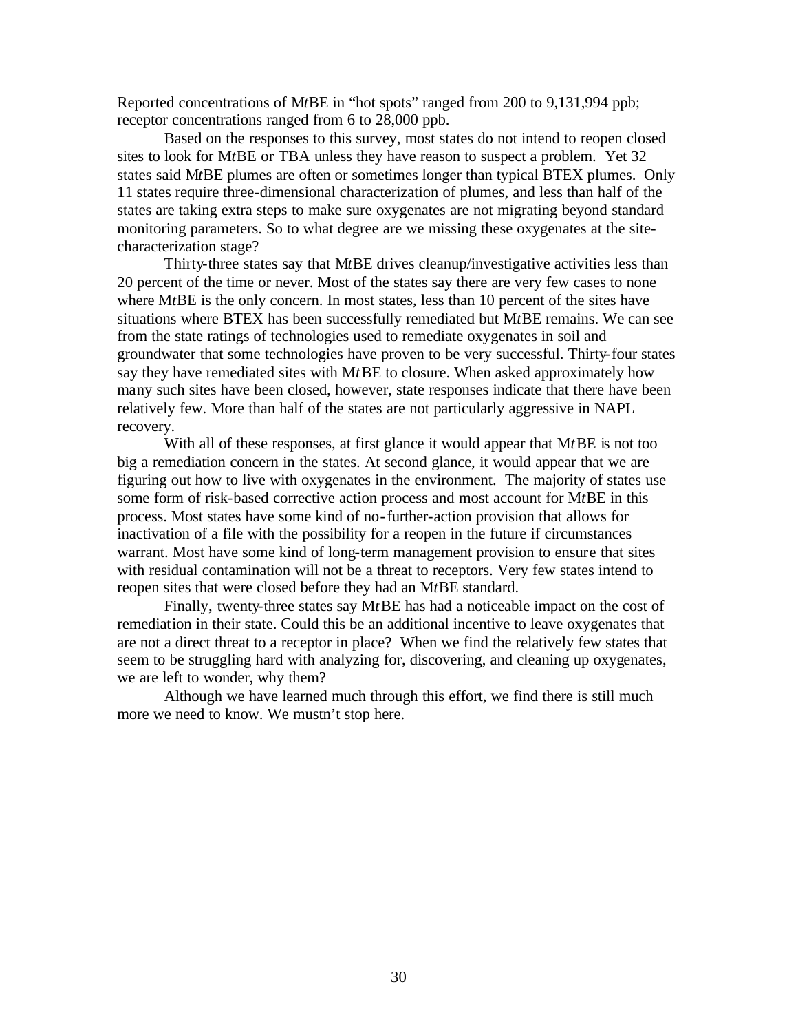Reported concentrations of M*t*BE in "hot spots" ranged from 200 to 9,131,994 ppb; receptor concentrations ranged from 6 to 28,000 ppb.

Based on the responses to this survey, most states do not intend to reopen closed sites to look for M*t*BE or TBA unless they have reason to suspect a problem. Yet 32 states said M*t*BE plumes are often or sometimes longer than typical BTEX plumes. Only 11 states require three-dimensional characterization of plumes, and less than half of the states are taking extra steps to make sure oxygenates are not migrating beyond standard monitoring parameters. So to what degree are we missing these oxygenates at the site-characterization stage?

Thirty-three states say that M*t*BE drives cleanup/investigative activities less than 20 percent of the time or never. Most of the states say there are very few cases to none where M*t*BE is the only concern. In most states, less than 10 percent of the sites have situations where BTEX has been successfully remediated but M*t*BE remains. We can see from the state ratings of technologies used to remediate oxygenates in soil and groundwater that some technologies have proven to be very successful. Thirty-four states say they have remediated sites with M*t*BE to closure. When asked approximately how many such sites have been closed, however, state responses indicate that there have been relatively few. More than half of the states are not particularly aggressive in NAPL recovery.

With all of these responses, at first glance it would appear that M*t*BE is not too big a remediation concern in the states. At second glance, it would appear that we are figuring out how to live with oxygenates in the environment. The majority of states use some form of risk-based corrective action process and most account for M*t*BE in this process. Most states have some kind of no-further-action provision that allows for inactivation of a file with the possibility for a reopen in the future if circumstances warrant. Most have some kind of long-term management provision to ensure that sites with residual contamination will not be a threat to receptors. Very few states intend to reopen sites that were closed before they had an M*t*BE standard.

Finally, twenty-three states say M*t*BE has had a noticeable impact on the cost of remediation in their state. Could this be an additional incentive to leave oxygenates that are not a direct threat to a receptor in place? When we find the relatively few states that seem to be struggling hard with analyzing for, discovering, and cleaning up oxygenates, we are left to wonder, why them?

Although we have learned much through this effort, we find there is still much more we need to know. We mustn't stop here.